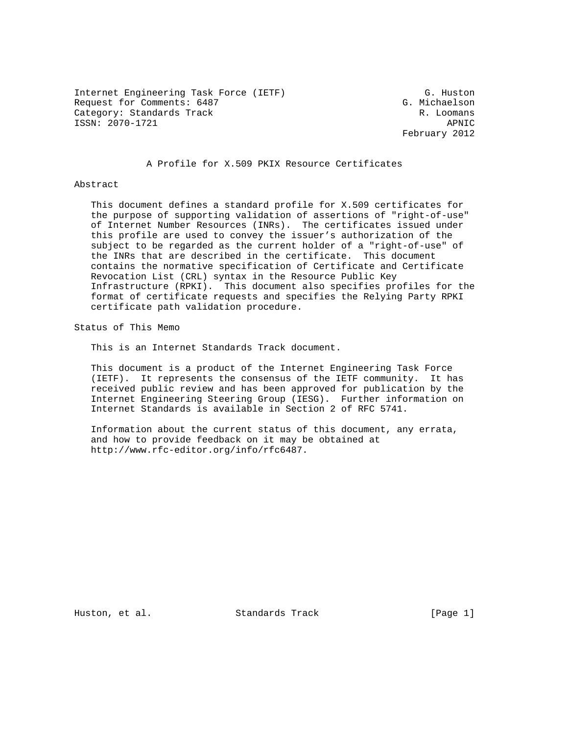Internet Engineering Task Force (IETF)                         G. Huston
Request for Comments: 6487                                 G. Michaelson
Category: Standards Track                                     R. Loomans
ISSN: 2070-1721                                                    APNIC
                                                           February 2012

# A Profile for X.509 PKIX Resource Certificates

## Abstract

This document defines a standard profile for X.509 certificates for the purpose of supporting validation of assertions of "right-of-use" of Internet Number Resources (INRs). The certificates issued under this profile are used to convey the issuer's authorization of the subject to be regarded as the current holder of a "right-of-use" of the INRs that are described in the certificate. This document contains the normative specification of Certificate and Certificate Revocation List (CRL) syntax in the Resource Public Key Infrastructure (RPKI). This document also specifies profiles for the format of certificate requests and specifies the Relying Party RPKI certificate path validation procedure.

## Status of This Memo

This is an Internet Standards Track document.

This document is a product of the Internet Engineering Task Force (IETF). It represents the consensus of the IETF community. It has received public review and has been approved for publication by the Internet Engineering Steering Group (IESG). Further information on Internet Standards is available in Section 2 of RFC 5741.

Information about the current status of this document, any errata, and how to provide feedback on it may be obtained at http://www.rfc-editor.org/info/rfc6487.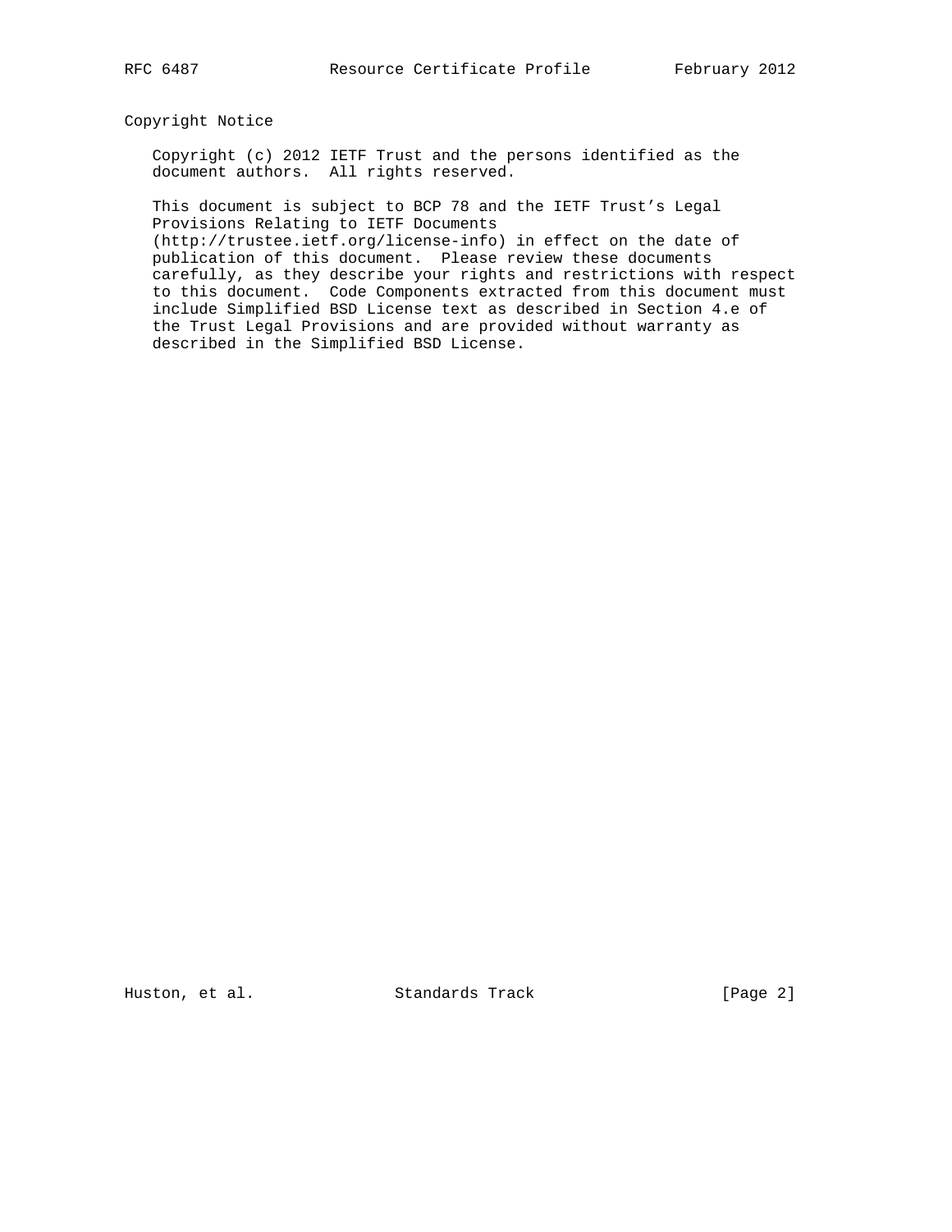## Copyright Notice

Copyright (c) 2012 IETF Trust and the persons identified as the document authors. All rights reserved.

This document is subject to BCP 78 and the IETF Trust's Legal Provisions Relating to IETF Documents (http://trustee.ietf.org/license-info) in effect on the date of publication of this document. Please review these documents carefully, as they describe your rights and restrictions with respect to this document. Code Components extracted from this document must include Simplified BSD License text as described in Section 4.e of the Trust Legal Provisions and are provided without warranty as described in the Simplified BSD License.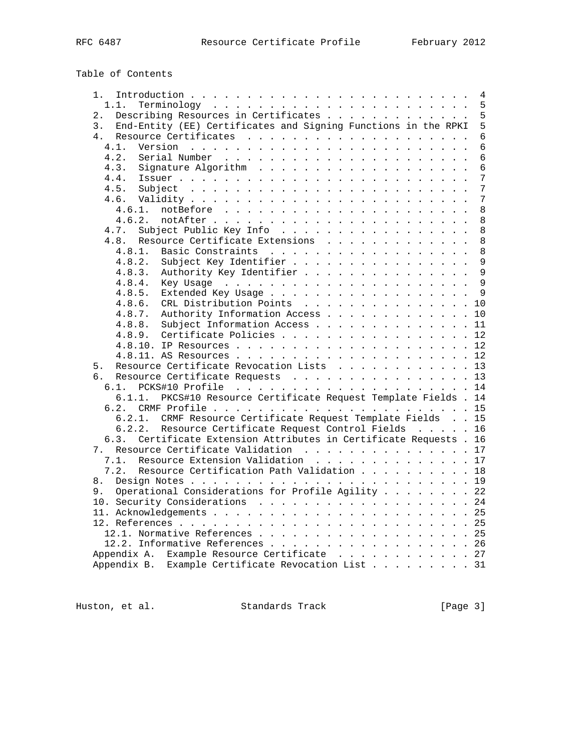Table of Contents

```
   1.  Introduction . . . . . . . . . . . . . . . . . . . . . . . . .  4
     1.1.  Terminology  . . . . . . . . . . . . . . . . . . . . . . .  5
   2.  Describing Resources in Certificates . . . . . . . . . . . . .  5
   3.  End-Entity (EE) Certificates and Signing Functions in the RPKI  5
   4.  Resource Certificates  . . . . . . . . . . . . . . . . . . . .  6
     4.1.  Version  . . . . . . . . . . . . . . . . . . . . . . . . .  6
     4.2.  Serial Number  . . . . . . . . . . . . . . . . . . . . . .  6
     4.3.  Signature Algorithm  . . . . . . . . . . . . . . . . . . .  6
     4.4.  Issuer . . . . . . . . . . . . . . . . . . . . . . . . . .  7
     4.5.  Subject  . . . . . . . . . . . . . . . . . . . . . . . . .  7
     4.6.  Validity . . . . . . . . . . . . . . . . . . . . . . . . .  7
       4.6.1.  notBefore  . . . . . . . . . . . . . . . . . . . . . .  8
       4.6.2.  notAfter . . . . . . . . . . . . . . . . . . . . . . .  8
     4.7.  Subject Public Key Info  . . . . . . . . . . . . . . . . .  8
     4.8.  Resource Certificate Extensions  . . . . . . . . . . . . .  8
       4.8.1.  Basic Constraints  . . . . . . . . . . . . . . . . . .  8
       4.8.2.  Subject Key Identifier . . . . . . . . . . . . . . . .  9
       4.8.3.  Authority Key Identifier . . . . . . . . . . . . . . .  9
       4.8.4.  Key Usage  . . . . . . . . . . . . . . . . . . . . . .  9
       4.8.5.  Extended Key Usage . . . . . . . . . . . . . . . . . .  9
       4.8.6.  CRL Distribution Points  . . . . . . . . . . . . . . . 10
       4.8.7.  Authority Information Access . . . . . . . . . . . . . 10
       4.8.8.  Subject Information Access . . . . . . . . . . . . . . 11
       4.8.9.  Certificate Policies . . . . . . . . . . . . . . . . . 12
       4.8.10. IP Resources . . . . . . . . . . . . . . . . . . . . . 12
       4.8.11. AS Resources . . . . . . . . . . . . . . . . . . . . . 12
   5.  Resource Certificate Revocation Lists  . . . . . . . . . . . . 13
   6.  Resource Certificate Requests  . . . . . . . . . . . . . . . . 13
     6.1.  PCKS#10 Profile  . . . . . . . . . . . . . . . . . . . . . 14
       6.1.1.  PKCS#10 Resource Certificate Request Template Fields . 14
     6.2.  CRMF Profile . . . . . . . . . . . . . . . . . . . . . . . 15
       6.2.1.  CRMF Resource Certificate Request Template Fields  . . 15
       6.2.2.  Resource Certificate Request Control Fields  . . . . . 16
     6.3.  Certificate Extension Attributes in Certificate Requests . 16
   7.  Resource Certificate Validation  . . . . . . . . . . . . . . . 17
     7.1.  Resource Extension Validation  . . . . . . . . . . . . . . 17
     7.2.  Resource Certification Path Validation . . . . . . . . . . 18
   8.  Design Notes . . . . . . . . . . . . . . . . . . . . . . . . . 19
   9.  Operational Considerations for Profile Agility . . . . . . . . 22
   10. Security Considerations  . . . . . . . . . . . . . . . . . . . 24
   11. Acknowledgements . . . . . . . . . . . . . . . . . . . . . . . 25
   12. References . . . . . . . . . . . . . . . . . . . . . . . . . . 25
     12.1. Normative References . . . . . . . . . . . . . . . . . . . 25
     12.2. Informative References . . . . . . . . . . . . . . . . . . 26
   Appendix A.  Example Resource Certificate  . . . . . . . . . . . . 27
   Appendix B.  Example Certificate Revocation List . . . . . . . . . 31
```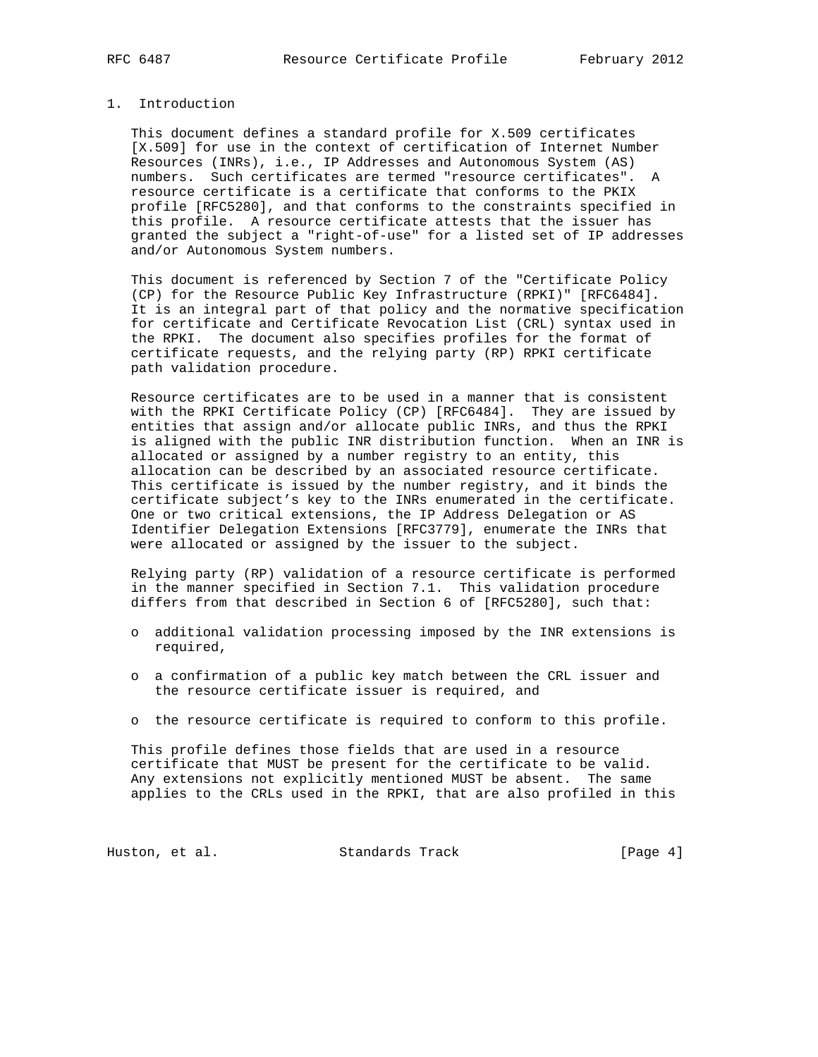## 1. Introduction

This document defines a standard profile for X.509 certificates [X.509] for use in the context of certification of Internet Number Resources (INRs), i.e., IP Addresses and Autonomous System (AS) numbers. Such certificates are termed "resource certificates". A resource certificate is a certificate that conforms to the PKIX profile [RFC5280], and that conforms to the constraints specified in this profile. A resource certificate attests that the issuer has granted the subject a "right-of-use" for a listed set of IP addresses and/or Autonomous System numbers.

This document is referenced by Section 7 of the "Certificate Policy (CP) for the Resource Public Key Infrastructure (RPKI)" [RFC6484]. It is an integral part of that policy and the normative specification for certificate and Certificate Revocation List (CRL) syntax used in the RPKI. The document also specifies profiles for the format of certificate requests, and the relying party (RP) RPKI certificate path validation procedure.

Resource certificates are to be used in a manner that is consistent with the RPKI Certificate Policy (CP) [RFC6484]. They are issued by entities that assign and/or allocate public INRs, and thus the RPKI is aligned with the public INR distribution function. When an INR is allocated or assigned by a number registry to an entity, this allocation can be described by an associated resource certificate. This certificate is issued by the number registry, and it binds the certificate subject's key to the INRs enumerated in the certificate. One or two critical extensions, the IP Address Delegation or AS Identifier Delegation Extensions [RFC3779], enumerate the INRs that were allocated or assigned by the issuer to the subject.

Relying party (RP) validation of a resource certificate is performed in the manner specified in Section 7.1. This validation procedure differs from that described in Section 6 of [RFC5280], such that:

- additional validation processing imposed by the INR extensions is required,
- a confirmation of a public key match between the CRL issuer and the resource certificate issuer is required, and
- the resource certificate is required to conform to this profile.

This profile defines those fields that are used in a resource certificate that MUST be present for the certificate to be valid. Any extensions not explicitly mentioned MUST be absent. The same applies to the CRLs used in the RPKI, that are also profiled in this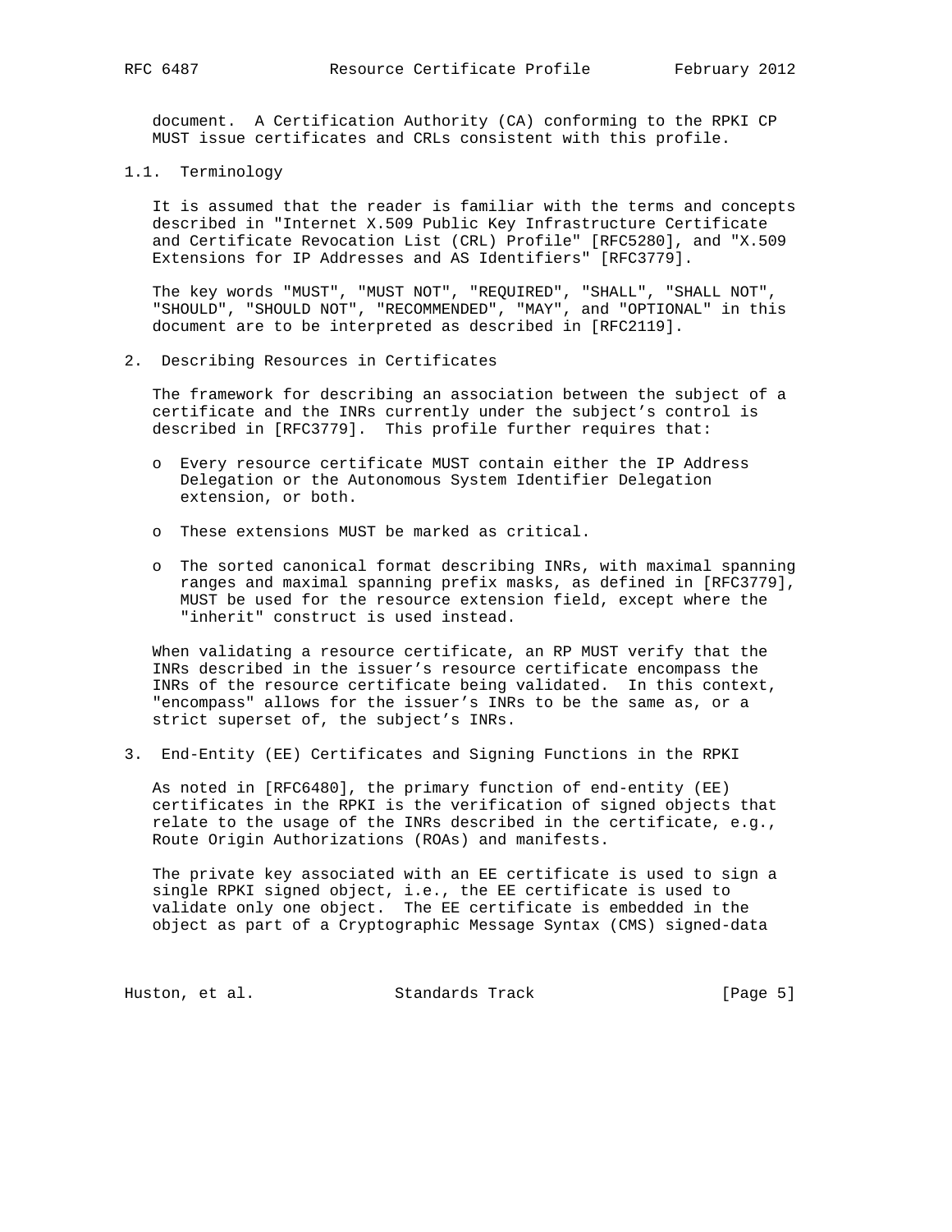document. A Certification Authority (CA) conforming to the RPKI CP MUST issue certificates and CRLs consistent with this profile.

### 1.1. Terminology

It is assumed that the reader is familiar with the terms and concepts described in "Internet X.509 Public Key Infrastructure Certificate and Certificate Revocation List (CRL) Profile" [RFC5280], and "X.509 Extensions for IP Addresses and AS Identifiers" [RFC3779].

The key words "MUST", "MUST NOT", "REQUIRED", "SHALL", "SHALL NOT", "SHOULD", "SHOULD NOT", "RECOMMENDED", "MAY", and "OPTIONAL" in this document are to be interpreted as described in [RFC2119].

## 2. Describing Resources in Certificates

The framework for describing an association between the subject of a certificate and the INRs currently under the subject's control is described in [RFC3779]. This profile further requires that:

- Every resource certificate MUST contain either the IP Address Delegation or the Autonomous System Identifier Delegation extension, or both.
- These extensions MUST be marked as critical.
- The sorted canonical format describing INRs, with maximal spanning ranges and maximal spanning prefix masks, as defined in [RFC3779], MUST be used for the resource extension field, except where the "inherit" construct is used instead.

When validating a resource certificate, an RP MUST verify that the INRs described in the issuer's resource certificate encompass the INRs of the resource certificate being validated. In this context, "encompass" allows for the issuer's INRs to be the same as, or a strict superset of, the subject's INRs.

## 3. End-Entity (EE) Certificates and Signing Functions in the RPKI

As noted in [RFC6480], the primary function of end-entity (EE) certificates in the RPKI is the verification of signed objects that relate to the usage of the INRs described in the certificate, e.g., Route Origin Authorizations (ROAs) and manifests.

The private key associated with an EE certificate is used to sign a single RPKI signed object, i.e., the EE certificate is used to validate only one object. The EE certificate is embedded in the object as part of a Cryptographic Message Syntax (CMS) signed-data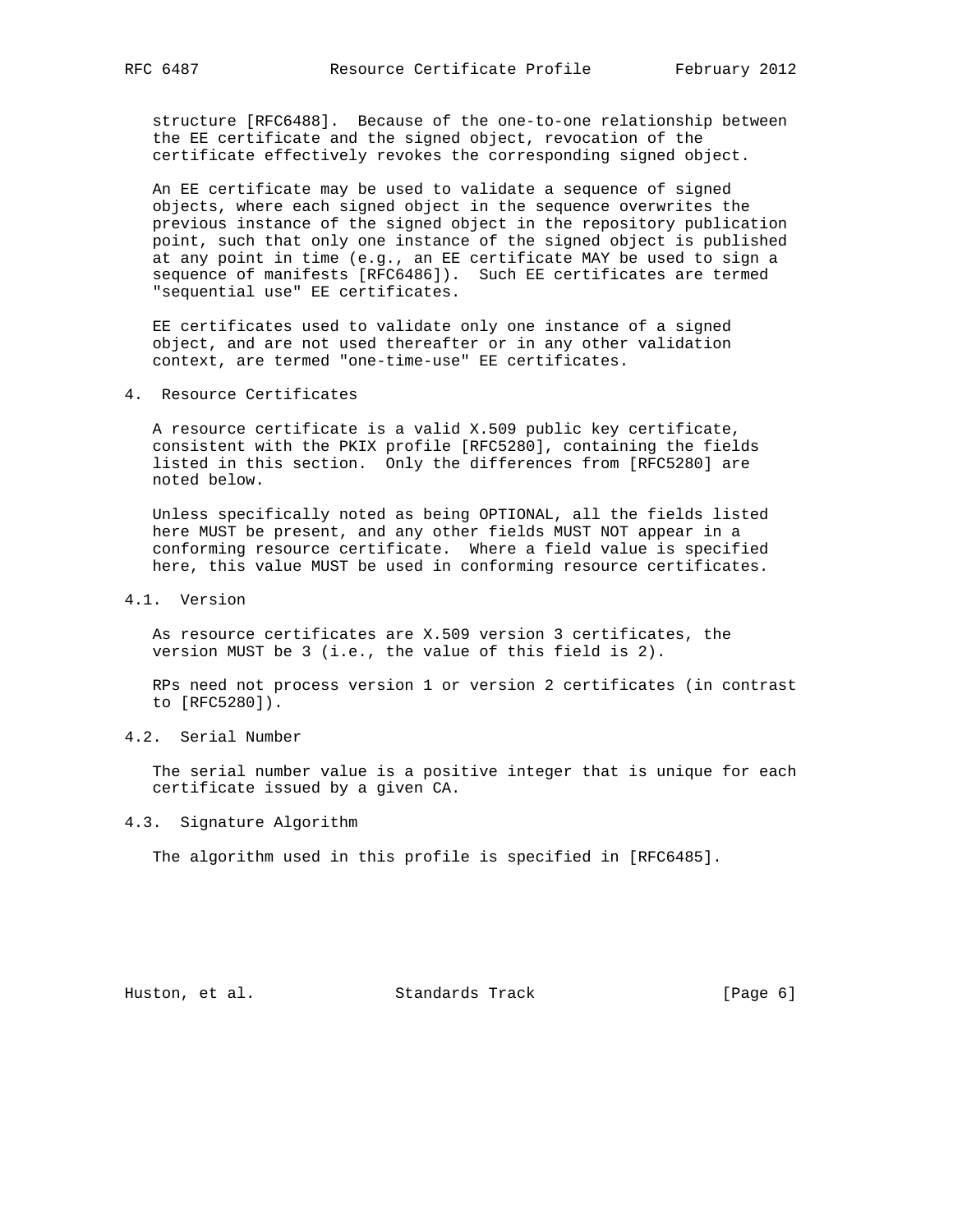structure [RFC6488]. Because of the one-to-one relationship between the EE certificate and the signed object, revocation of the certificate effectively revokes the corresponding signed object.

An EE certificate may be used to validate a sequence of signed objects, where each signed object in the sequence overwrites the previous instance of the signed object in the repository publication point, such that only one instance of the signed object is published at any point in time (e.g., an EE certificate MAY be used to sign a sequence of manifests [RFC6486]). Such EE certificates are termed "sequential use" EE certificates.

EE certificates used to validate only one instance of a signed object, and are not used thereafter or in any other validation context, are termed "one-time-use" EE certificates.

## 4. Resource Certificates

A resource certificate is a valid X.509 public key certificate, consistent with the PKIX profile [RFC5280], containing the fields listed in this section. Only the differences from [RFC5280] are noted below.

Unless specifically noted as being OPTIONAL, all the fields listed here MUST be present, and any other fields MUST NOT appear in a conforming resource certificate. Where a field value is specified here, this value MUST be used in conforming resource certificates.

### 4.1. Version

As resource certificates are X.509 version 3 certificates, the version MUST be 3 (i.e., the value of this field is 2).

RPs need not process version 1 or version 2 certificates (in contrast to [RFC5280]).

### 4.2. Serial Number

The serial number value is a positive integer that is unique for each certificate issued by a given CA.

### 4.3. Signature Algorithm

The algorithm used in this profile is specified in [RFC6485].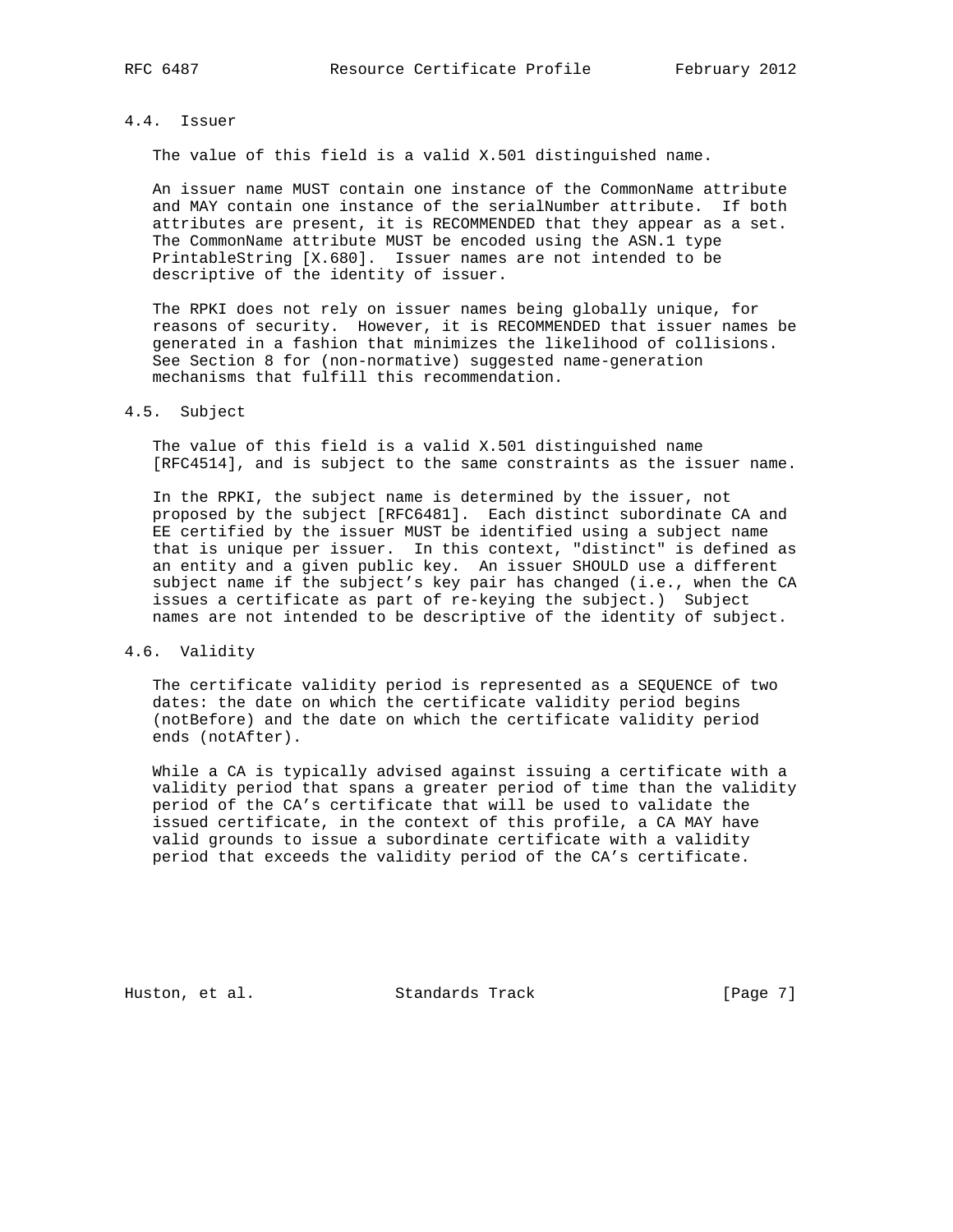### 4.4. Issuer

The value of this field is a valid X.501 distinguished name.

An issuer name MUST contain one instance of the CommonName attribute and MAY contain one instance of the serialNumber attribute. If both attributes are present, it is RECOMMENDED that they appear as a set. The CommonName attribute MUST be encoded using the ASN.1 type PrintableString [X.680]. Issuer names are not intended to be descriptive of the identity of issuer.

The RPKI does not rely on issuer names being globally unique, for reasons of security. However, it is RECOMMENDED that issuer names be generated in a fashion that minimizes the likelihood of collisions. See Section 8 for (non-normative) suggested name-generation mechanisms that fulfill this recommendation.

### 4.5. Subject

The value of this field is a valid X.501 distinguished name [RFC4514], and is subject to the same constraints as the issuer name.

In the RPKI, the subject name is determined by the issuer, not proposed by the subject [RFC6481]. Each distinct subordinate CA and EE certified by the issuer MUST be identified using a subject name that is unique per issuer. In this context, "distinct" is defined as an entity and a given public key. An issuer SHOULD use a different subject name if the subject's key pair has changed (i.e., when the CA issues a certificate as part of re-keying the subject.) Subject names are not intended to be descriptive of the identity of subject.

### 4.6. Validity

The certificate validity period is represented as a SEQUENCE of two dates: the date on which the certificate validity period begins (notBefore) and the date on which the certificate validity period ends (notAfter).

While a CA is typically advised against issuing a certificate with a validity period that spans a greater period of time than the validity period of the CA's certificate that will be used to validate the issued certificate, in the context of this profile, a CA MAY have valid grounds to issue a subordinate certificate with a validity period that exceeds the validity period of the CA's certificate.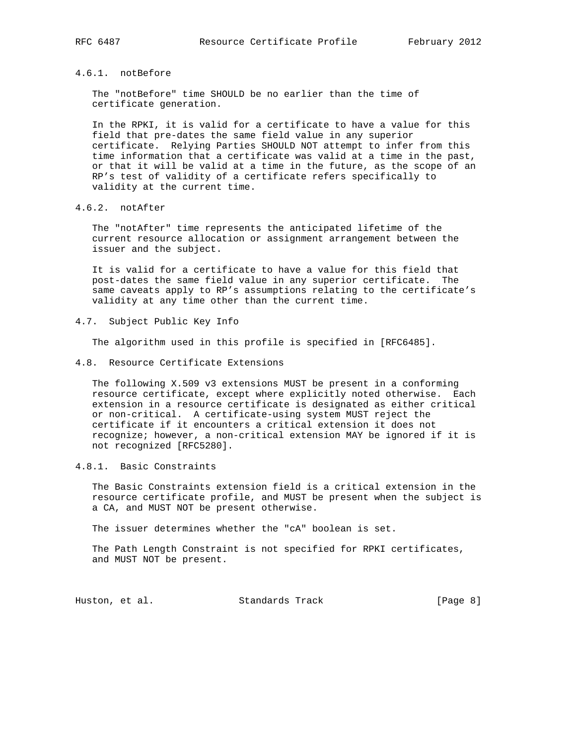### 4.6.1. notBefore

The "notBefore" time SHOULD be no earlier than the time of certificate generation.

In the RPKI, it is valid for a certificate to have a value for this field that pre-dates the same field value in any superior certificate. Relying Parties SHOULD NOT attempt to infer from this time information that a certificate was valid at a time in the past, or that it will be valid at a time in the future, as the scope of an RP's test of validity of a certificate refers specifically to validity at the current time.

### 4.6.2. notAfter

The "notAfter" time represents the anticipated lifetime of the current resource allocation or assignment arrangement between the issuer and the subject.

It is valid for a certificate to have a value for this field that post-dates the same field value in any superior certificate. The same caveats apply to RP's assumptions relating to the certificate's validity at any time other than the current time.

## 4.7. Subject Public Key Info

The algorithm used in this profile is specified in [RFC6485].

## 4.8. Resource Certificate Extensions

The following X.509 v3 extensions MUST be present in a conforming resource certificate, except where explicitly noted otherwise. Each extension in a resource certificate is designated as either critical or non-critical. A certificate-using system MUST reject the certificate if it encounters a critical extension it does not recognize; however, a non-critical extension MAY be ignored if it is not recognized [RFC5280].

### 4.8.1. Basic Constraints

The Basic Constraints extension field is a critical extension in the resource certificate profile, and MUST be present when the subject is a CA, and MUST NOT be present otherwise.

The issuer determines whether the "cA" boolean is set.

The Path Length Constraint is not specified for RPKI certificates, and MUST NOT be present.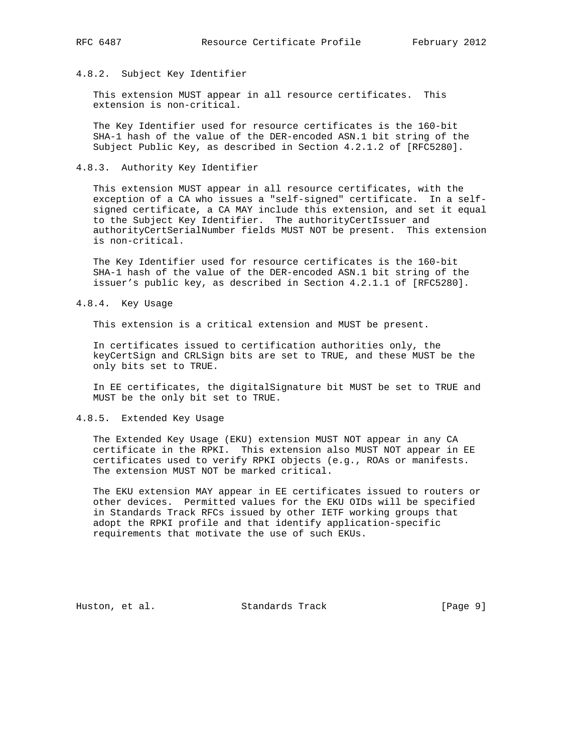#### 4.8.2. Subject Key Identifier

This extension MUST appear in all resource certificates. This extension is non-critical.

The Key Identifier used for resource certificates is the 160-bit SHA-1 hash of the value of the DER-encoded ASN.1 bit string of the Subject Public Key, as described in Section 4.2.1.2 of [RFC5280].

#### 4.8.3. Authority Key Identifier

This extension MUST appear in all resource certificates, with the exception of a CA who issues a "self-signed" certificate. In a self-signed certificate, a CA MAY include this extension, and set it equal to the Subject Key Identifier. The authorityCertIssuer and authorityCertSerialNumber fields MUST NOT be present. This extension is non-critical.

The Key Identifier used for resource certificates is the 160-bit SHA-1 hash of the value of the DER-encoded ASN.1 bit string of the issuer's public key, as described in Section 4.2.1.1 of [RFC5280].

#### 4.8.4. Key Usage

This extension is a critical extension and MUST be present.

In certificates issued to certification authorities only, the keyCertSign and CRLSign bits are set to TRUE, and these MUST be the only bits set to TRUE.

In EE certificates, the digitalSignature bit MUST be set to TRUE and MUST be the only bit set to TRUE.

#### 4.8.5. Extended Key Usage

The Extended Key Usage (EKU) extension MUST NOT appear in any CA certificate in the RPKI. This extension also MUST NOT appear in EE certificates used to verify RPKI objects (e.g., ROAs or manifests. The extension MUST NOT be marked critical.

The EKU extension MAY appear in EE certificates issued to routers or other devices. Permitted values for the EKU OIDs will be specified in Standards Track RFCs issued by other IETF working groups that adopt the RPKI profile and that identify application-specific requirements that motivate the use of such EKUs.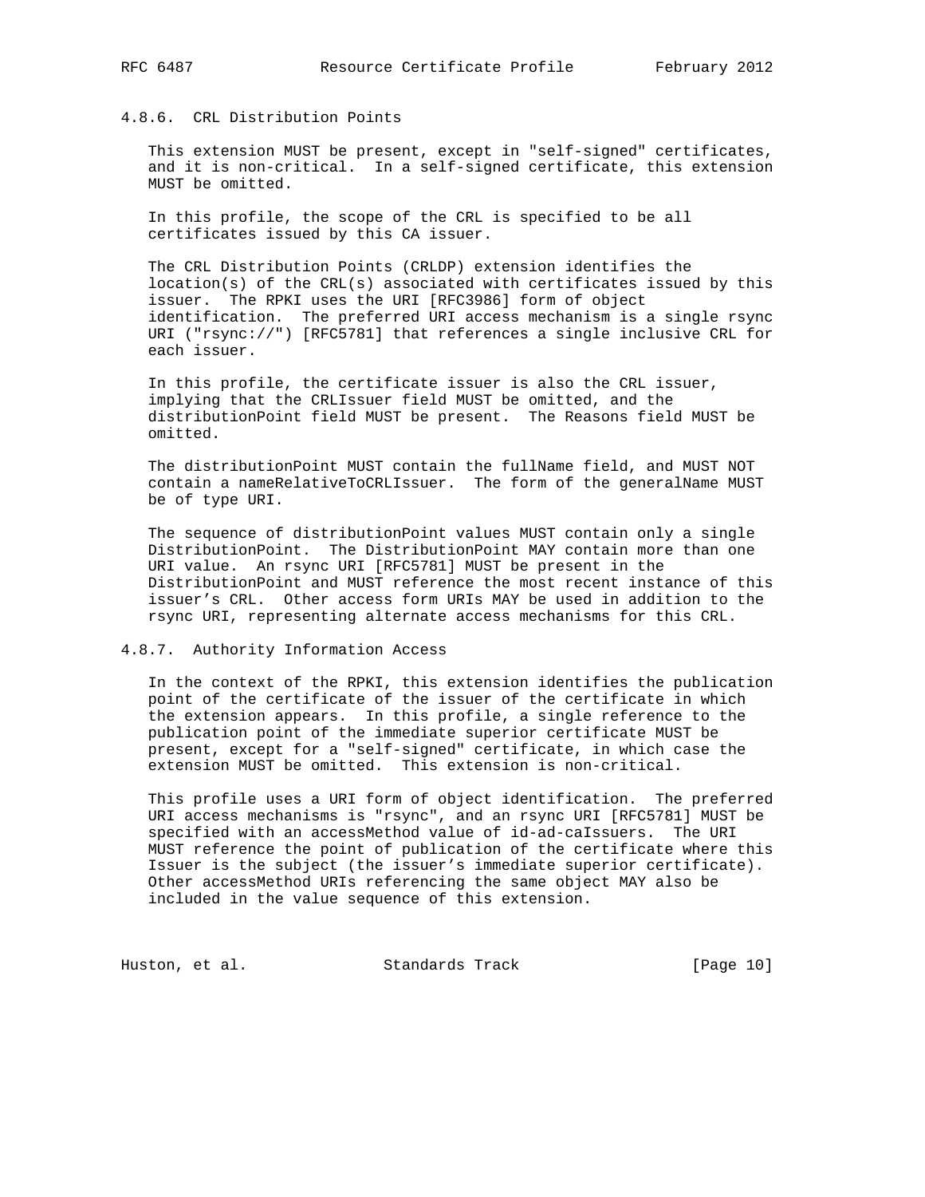#### 4.8.6. CRL Distribution Points

This extension MUST be present, except in "self-signed" certificates, and it is non-critical. In a self-signed certificate, this extension MUST be omitted.

In this profile, the scope of the CRL is specified to be all certificates issued by this CA issuer.

The CRL Distribution Points (CRLDP) extension identifies the location(s) of the CRL(s) associated with certificates issued by this issuer. The RPKI uses the URI [RFC3986] form of object identification. The preferred URI access mechanism is a single rsync URI ("rsync://") [RFC5781] that references a single inclusive CRL for each issuer.

In this profile, the certificate issuer is also the CRL issuer, implying that the CRLIssuer field MUST be omitted, and the distributionPoint field MUST be present. The Reasons field MUST be omitted.

The distributionPoint MUST contain the fullName field, and MUST NOT contain a nameRelativeToCRLIssuer. The form of the generalName MUST be of type URI.

The sequence of distributionPoint values MUST contain only a single DistributionPoint. The DistributionPoint MAY contain more than one URI value. An rsync URI [RFC5781] MUST be present in the DistributionPoint and MUST reference the most recent instance of this issuer's CRL. Other access form URIs MAY be used in addition to the rsync URI, representing alternate access mechanisms for this CRL.

#### 4.8.7. Authority Information Access

In the context of the RPKI, this extension identifies the publication point of the certificate of the issuer of the certificate in which the extension appears. In this profile, a single reference to the publication point of the immediate superior certificate MUST be present, except for a "self-signed" certificate, in which case the extension MUST be omitted. This extension is non-critical.

This profile uses a URI form of object identification. The preferred URI access mechanisms is "rsync", and an rsync URI [RFC5781] MUST be specified with an accessMethod value of id-ad-caIssuers. The URI MUST reference the point of publication of the certificate where this Issuer is the subject (the issuer's immediate superior certificate). Other accessMethod URIs referencing the same object MAY also be included in the value sequence of this extension.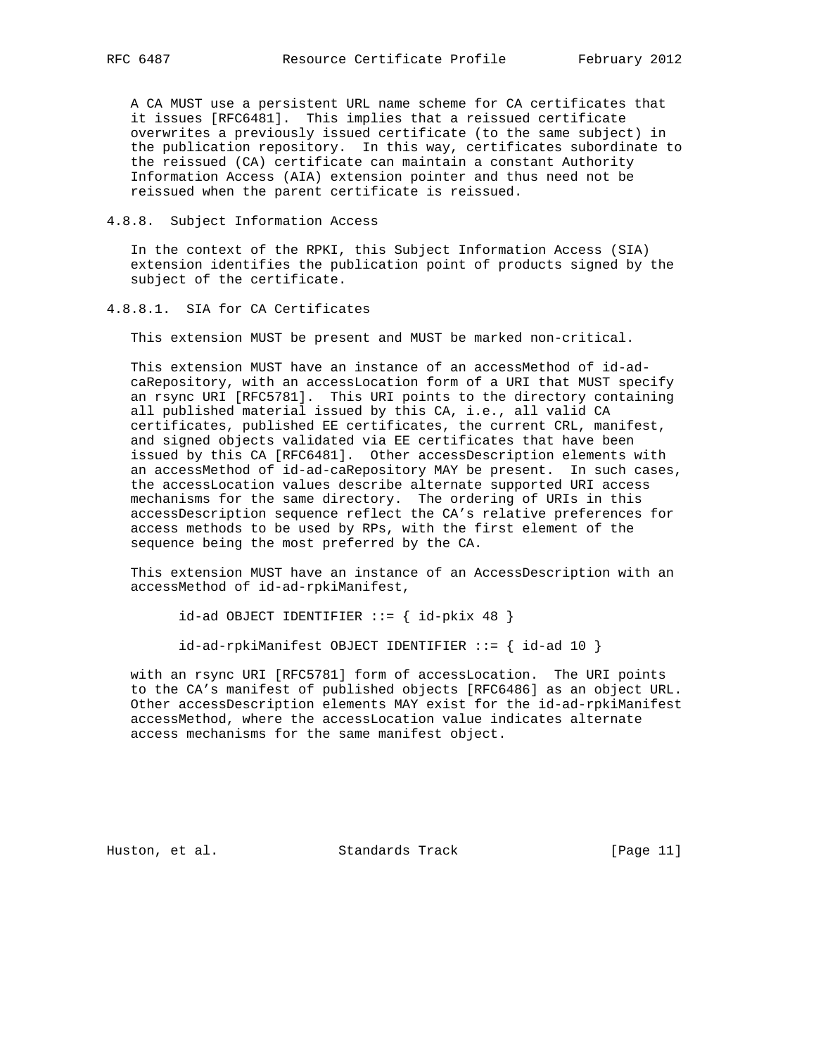A CA MUST use a persistent URL name scheme for CA certificates that it issues [RFC6481]. This implies that a reissued certificate overwrites a previously issued certificate (to the same subject) in the publication repository. In this way, certificates subordinate to the reissued (CA) certificate can maintain a constant Authority Information Access (AIA) extension pointer and thus need not be reissued when the parent certificate is reissued.

### 4.8.8. Subject Information Access

In the context of the RPKI, this Subject Information Access (SIA) extension identifies the publication point of products signed by the subject of the certificate.

#### 4.8.8.1. SIA for CA Certificates

This extension MUST be present and MUST be marked non-critical.

This extension MUST have an instance of an accessMethod of id-ad-caRepository, with an accessLocation form of a URI that MUST specify an rsync URI [RFC5781]. This URI points to the directory containing all published material issued by this CA, i.e., all valid CA certificates, published EE certificates, the current CRL, manifest, and signed objects validated via EE certificates that have been issued by this CA [RFC6481]. Other accessDescription elements with an accessMethod of id-ad-caRepository MAY be present. In such cases, the accessLocation values describe alternate supported URI access mechanisms for the same directory. The ordering of URIs in this accessDescription sequence reflect the CA's relative preferences for access methods to be used by RPs, with the first element of the sequence being the most preferred by the CA.

This extension MUST have an instance of an AccessDescription with an accessMethod of id-ad-rpkiManifest,

```
id-ad OBJECT IDENTIFIER ::= { id-pkix 48 }

id-ad-rpkiManifest OBJECT IDENTIFIER ::= { id-ad 10 }
```

with an rsync URI [RFC5781] form of accessLocation. The URI points to the CA's manifest of published objects [RFC6486] as an object URL. Other accessDescription elements MAY exist for the id-ad-rpkiManifest accessMethod, where the accessLocation value indicates alternate access mechanisms for the same manifest object.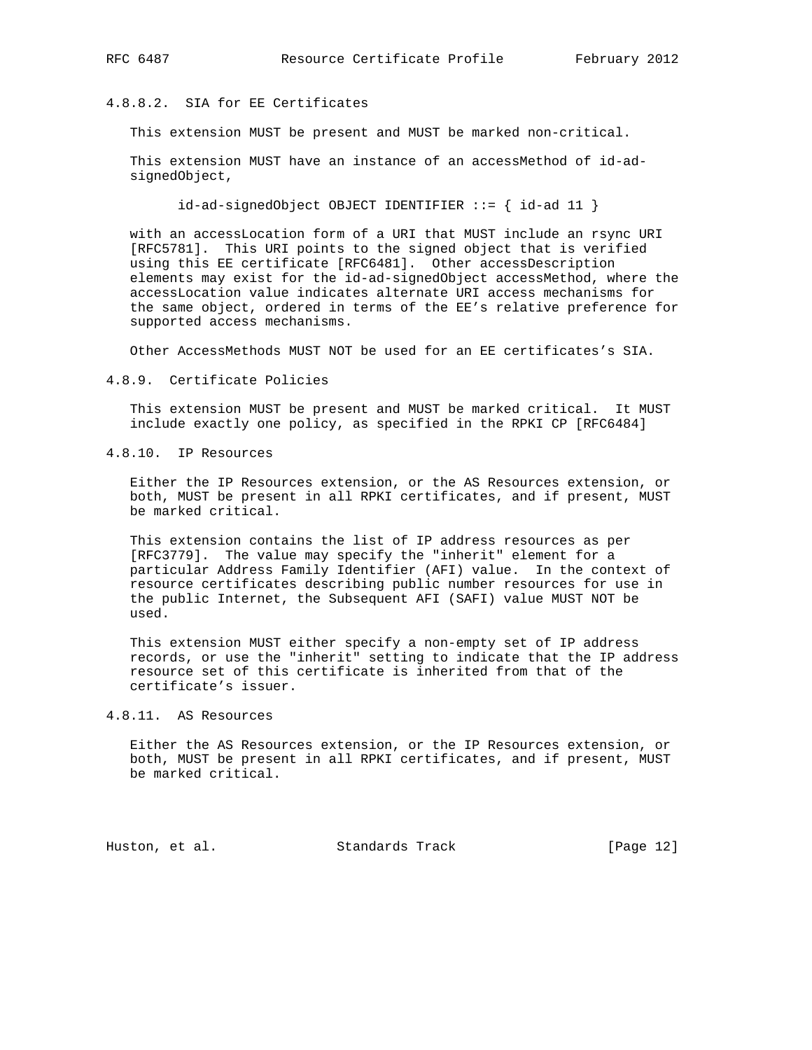#### 4.8.8.2. SIA for EE Certificates

This extension MUST be present and MUST be marked non-critical.

This extension MUST have an instance of an accessMethod of id-ad-signedObject,

```
id-ad-signedObject OBJECT IDENTIFIER ::= { id-ad 11 }
```

with an accessLocation form of a URI that MUST include an rsync URI [RFC5781]. This URI points to the signed object that is verified using this EE certificate [RFC6481]. Other accessDescription elements may exist for the id-ad-signedObject accessMethod, where the accessLocation value indicates alternate URI access mechanisms for the same object, ordered in terms of the EE's relative preference for supported access mechanisms.

Other AccessMethods MUST NOT be used for an EE certificates's SIA.

### 4.8.9. Certificate Policies

This extension MUST be present and MUST be marked critical. It MUST include exactly one policy, as specified in the RPKI CP [RFC6484]

### 4.8.10. IP Resources

Either the IP Resources extension, or the AS Resources extension, or both, MUST be present in all RPKI certificates, and if present, MUST be marked critical.

This extension contains the list of IP address resources as per [RFC3779]. The value may specify the "inherit" element for a particular Address Family Identifier (AFI) value. In the context of resource certificates describing public number resources for use in the public Internet, the Subsequent AFI (SAFI) value MUST NOT be used.

This extension MUST either specify a non-empty set of IP address records, or use the "inherit" setting to indicate that the IP address resource set of this certificate is inherited from that of the certificate's issuer.

### 4.8.11. AS Resources

Either the AS Resources extension, or the IP Resources extension, or both, MUST be present in all RPKI certificates, and if present, MUST be marked critical.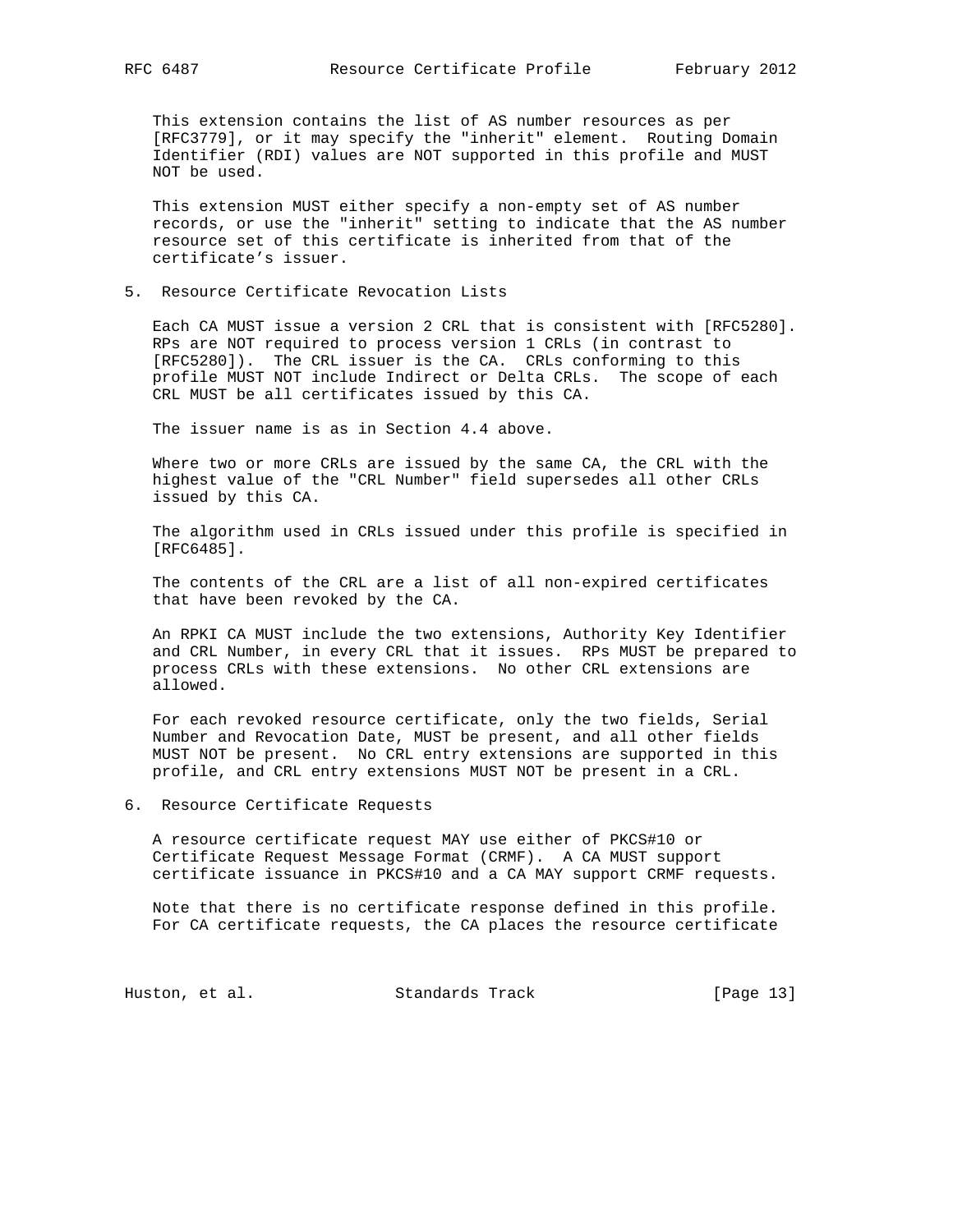This extension contains the list of AS number resources as per [RFC3779], or it may specify the "inherit" element. Routing Domain Identifier (RDI) values are NOT supported in this profile and MUST NOT be used.

This extension MUST either specify a non-empty set of AS number records, or use the "inherit" setting to indicate that the AS number resource set of this certificate is inherited from that of the certificate's issuer.

## 5. Resource Certificate Revocation Lists

Each CA MUST issue a version 2 CRL that is consistent with [RFC5280]. RPs are NOT required to process version 1 CRLs (in contrast to [RFC5280]). The CRL issuer is the CA. CRLs conforming to this profile MUST NOT include Indirect or Delta CRLs. The scope of each CRL MUST be all certificates issued by this CA.

The issuer name is as in Section 4.4 above.

Where two or more CRLs are issued by the same CA, the CRL with the highest value of the "CRL Number" field supersedes all other CRLs issued by this CA.

The algorithm used in CRLs issued under this profile is specified in [RFC6485].

The contents of the CRL are a list of all non-expired certificates that have been revoked by the CA.

An RPKI CA MUST include the two extensions, Authority Key Identifier and CRL Number, in every CRL that it issues. RPs MUST be prepared to process CRLs with these extensions. No other CRL extensions are allowed.

For each revoked resource certificate, only the two fields, Serial Number and Revocation Date, MUST be present, and all other fields MUST NOT be present. No CRL entry extensions are supported in this profile, and CRL entry extensions MUST NOT be present in a CRL.

## 6. Resource Certificate Requests

A resource certificate request MAY use either of PKCS#10 or Certificate Request Message Format (CRMF). A CA MUST support certificate issuance in PKCS#10 and a CA MAY support CRMF requests.

Note that there is no certificate response defined in this profile. For CA certificate requests, the CA places the resource certificate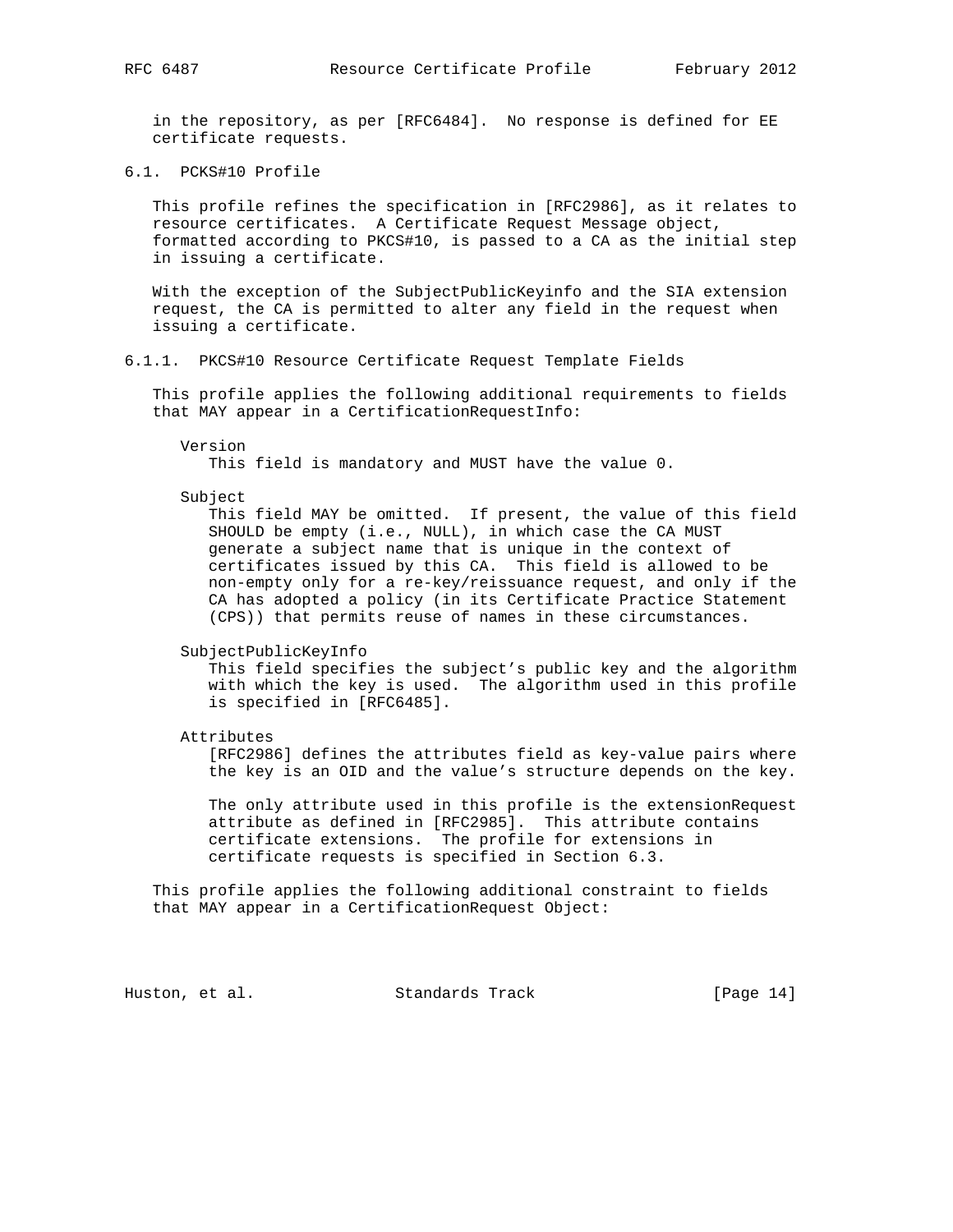in the repository, as per [RFC6484]. No response is defined for EE certificate requests.

### 6.1. PCKS#10 Profile

This profile refines the specification in [RFC2986], as it relates to resource certificates. A Certificate Request Message object, formatted according to PKCS#10, is passed to a CA as the initial step in issuing a certificate.

With the exception of the SubjectPublicKeyinfo and the SIA extension request, the CA is permitted to alter any field in the request when issuing a certificate.

#### 6.1.1. PKCS#10 Resource Certificate Request Template Fields

This profile applies the following additional requirements to fields that MAY appear in a CertificationRequestInfo:

Version
: This field is mandatory and MUST have the value 0.

Subject
: This field MAY be omitted. If present, the value of this field SHOULD be empty (i.e., NULL), in which case the CA MUST generate a subject name that is unique in the context of certificates issued by this CA. This field is allowed to be non-empty only for a re-key/reissuance request, and only if the CA has adopted a policy (in its Certificate Practice Statement (CPS)) that permits reuse of names in these circumstances.

SubjectPublicKeyInfo
: This field specifies the subject's public key and the algorithm with which the key is used. The algorithm used in this profile is specified in [RFC6485].

Attributes
: [RFC2986] defines the attributes field as key-value pairs where the key is an OID and the value's structure depends on the key.

  The only attribute used in this profile is the extensionRequest attribute as defined in [RFC2985]. This attribute contains certificate extensions. The profile for extensions in certificate requests is specified in Section 6.3.

This profile applies the following additional constraint to fields that MAY appear in a CertificationRequest Object: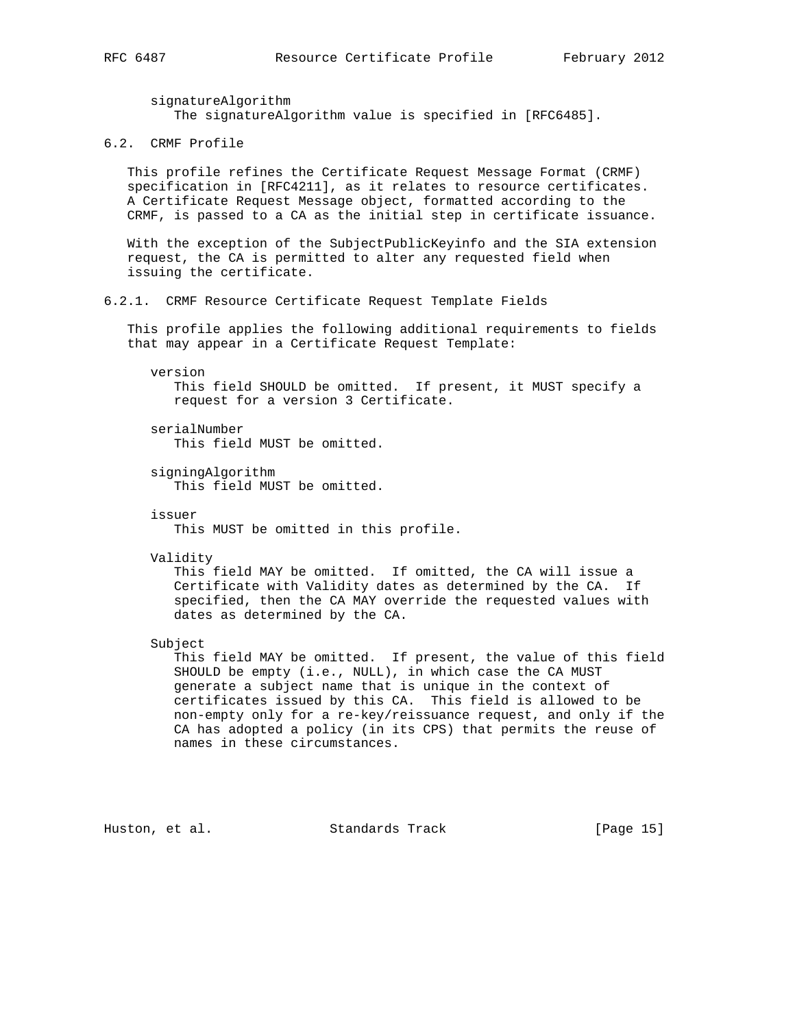signatureAlgorithm
The signatureAlgorithm value is specified in [RFC6485].

### 6.2. CRMF Profile

This profile refines the Certificate Request Message Format (CRMF) specification in [RFC4211], as it relates to resource certificates. A Certificate Request Message object, formatted according to the CRMF, is passed to a CA as the initial step in certificate issuance.

With the exception of the SubjectPublicKeyinfo and the SIA extension request, the CA is permitted to alter any requested field when issuing the certificate.

#### 6.2.1. CRMF Resource Certificate Request Template Fields

This profile applies the following additional requirements to fields that may appear in a Certificate Request Template:

version
This field SHOULD be omitted. If present, it MUST specify a request for a version 3 Certificate.

serialNumber
This field MUST be omitted.

signingAlgorithm
This field MUST be omitted.

issuer
This MUST be omitted in this profile.

Validity
This field MAY be omitted. If omitted, the CA will issue a Certificate with Validity dates as determined by the CA. If specified, then the CA MAY override the requested values with dates as determined by the CA.

Subject
This field MAY be omitted. If present, the value of this field SHOULD be empty (i.e., NULL), in which case the CA MUST generate a subject name that is unique in the context of certificates issued by this CA. This field is allowed to be non-empty only for a re-key/reissuance request, and only if the CA has adopted a policy (in its CPS) that permits the reuse of names in these circumstances.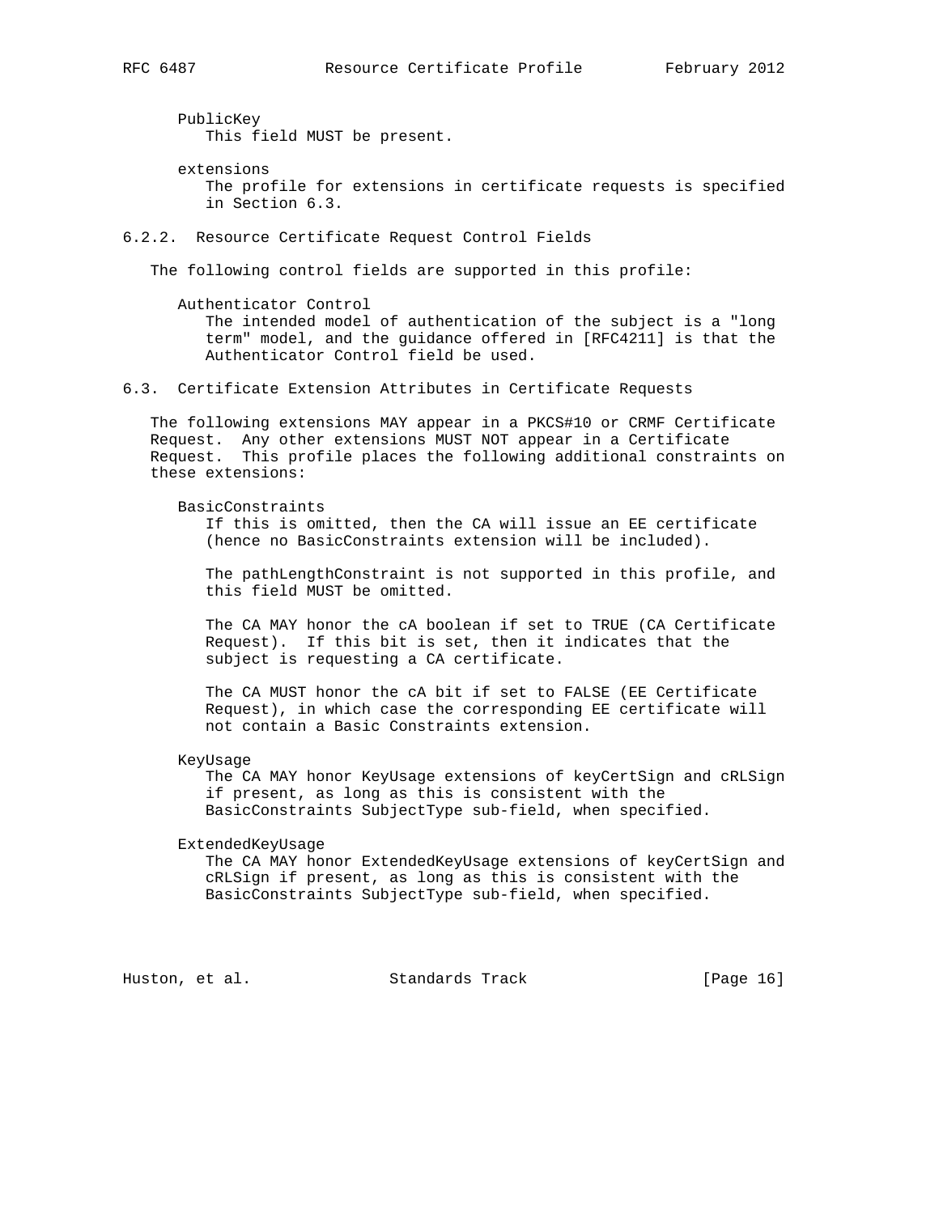PublicKey
   This field MUST be present.

extensions
   The profile for extensions in certificate requests is specified in Section 6.3.

### 6.2.2. Resource Certificate Request Control Fields

The following control fields are supported in this profile:

Authenticator Control
   The intended model of authentication of the subject is a "long term" model, and the guidance offered in [RFC4211] is that the Authenticator Control field be used.

## 6.3. Certificate Extension Attributes in Certificate Requests

The following extensions MAY appear in a PKCS#10 or CRMF Certificate Request. Any other extensions MUST NOT appear in a Certificate Request. This profile places the following additional constraints on these extensions:

BasicConstraints
   If this is omitted, then the CA will issue an EE certificate (hence no BasicConstraints extension will be included).

   The pathLengthConstraint is not supported in this profile, and this field MUST be omitted.

   The CA MAY honor the cA boolean if set to TRUE (CA Certificate Request). If this bit is set, then it indicates that the subject is requesting a CA certificate.

   The CA MUST honor the cA bit if set to FALSE (EE Certificate Request), in which case the corresponding EE certificate will not contain a Basic Constraints extension.

KeyUsage
   The CA MAY honor KeyUsage extensions of keyCertSign and cRLSign if present, as long as this is consistent with the BasicConstraints SubjectType sub-field, when specified.

ExtendedKeyUsage
   The CA MAY honor ExtendedKeyUsage extensions of keyCertSign and cRLSign if present, as long as this is consistent with the BasicConstraints SubjectType sub-field, when specified.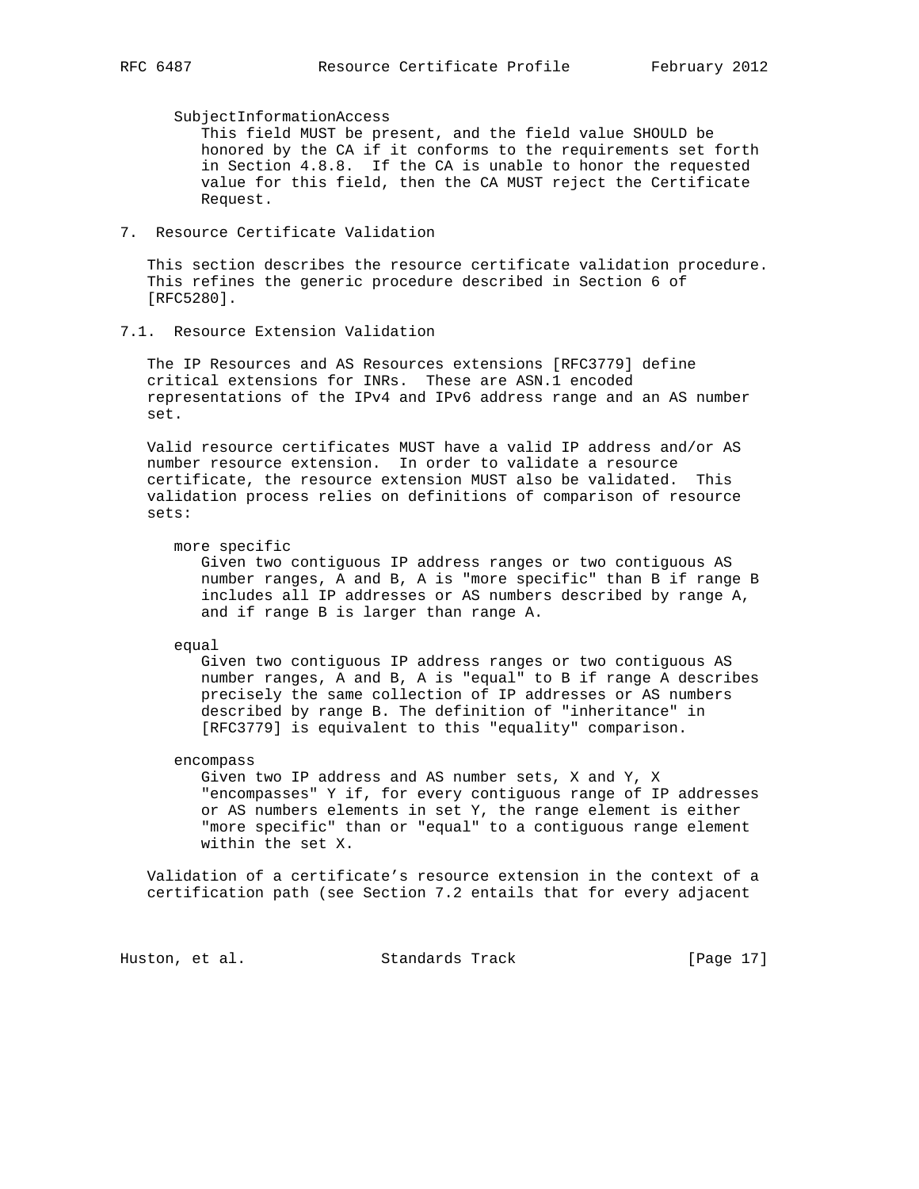SubjectInformationAccess

This field MUST be present, and the field value SHOULD be honored by the CA if it conforms to the requirements set forth in Section 4.8.8. If the CA is unable to honor the requested value for this field, then the CA MUST reject the Certificate Request.

## 7. Resource Certificate Validation

This section describes the resource certificate validation procedure. This refines the generic procedure described in Section 6 of [RFC5280].

### 7.1. Resource Extension Validation

The IP Resources and AS Resources extensions [RFC3779] define critical extensions for INRs. These are ASN.1 encoded representations of the IPv4 and IPv6 address range and an AS number set.

Valid resource certificates MUST have a valid IP address and/or AS number resource extension. In order to validate a resource certificate, the resource extension MUST also be validated. This validation process relies on definitions of comparison of resource sets:

more specific

Given two contiguous IP address ranges or two contiguous AS number ranges, A and B, A is "more specific" than B if range B includes all IP addresses or AS numbers described by range A, and if range B is larger than range A.

equal

Given two contiguous IP address ranges or two contiguous AS number ranges, A and B, A is "equal" to B if range A describes precisely the same collection of IP addresses or AS numbers described by range B. The definition of "inheritance" in [RFC3779] is equivalent to this "equality" comparison.

encompass

Given two IP address and AS number sets, X and Y, X "encompasses" Y if, for every contiguous range of IP addresses or AS numbers elements in set Y, the range element is either "more specific" than or "equal" to a contiguous range element within the set X.

Validation of a certificate's resource extension in the context of a certification path (see Section 7.2 entails that for every adjacent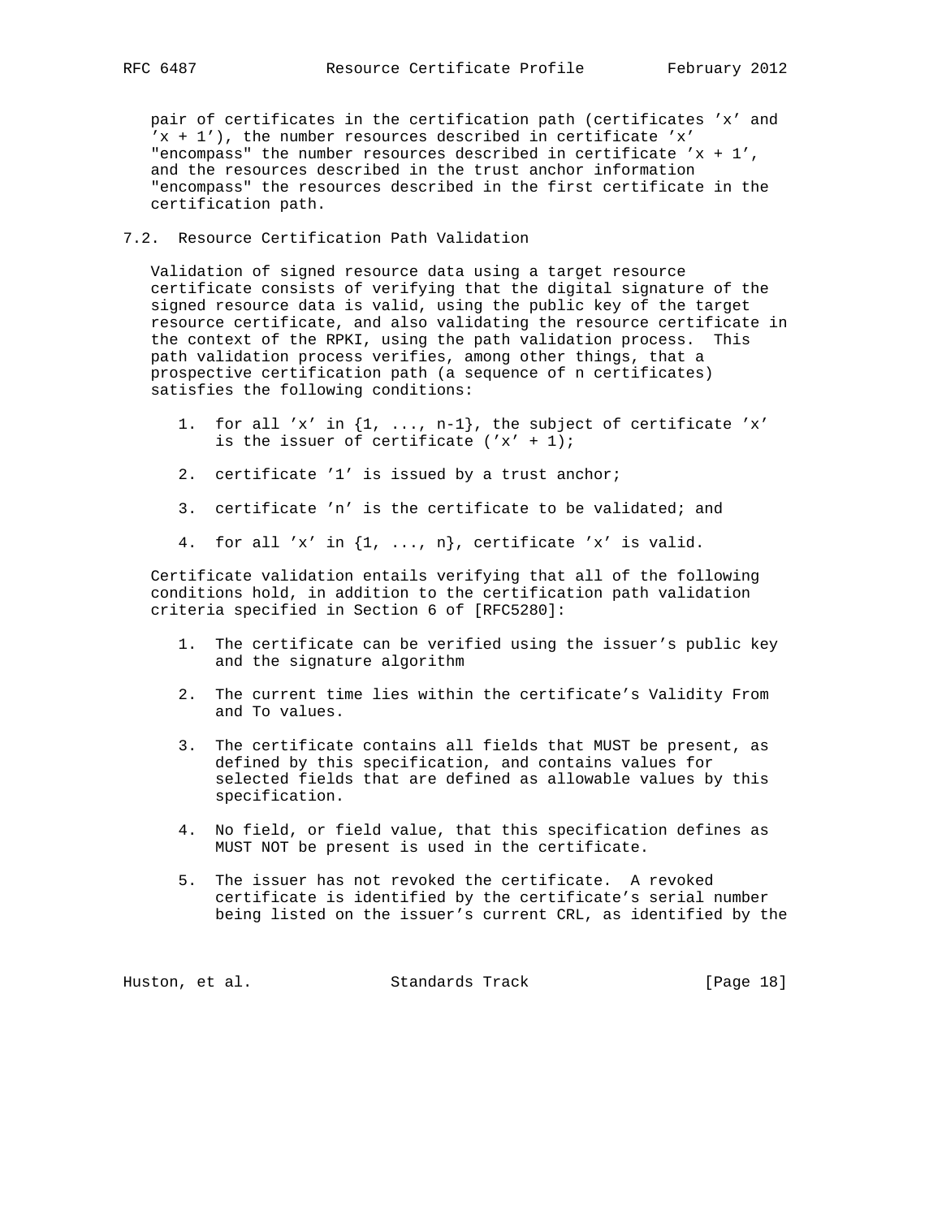pair of certificates in the certification path (certificates 'x' and 'x + 1'), the number resources described in certificate 'x' "encompass" the number resources described in certificate 'x + 1', and the resources described in the trust anchor information "encompass" the resources described in the first certificate in the certification path.

## 7.2. Resource Certification Path Validation

Validation of signed resource data using a target resource certificate consists of verifying that the digital signature of the signed resource data is valid, using the public key of the target resource certificate, and also validating the resource certificate in the context of the RPKI, using the path validation process. This path validation process verifies, among other things, that a prospective certification path (a sequence of n certificates) satisfies the following conditions:

1. for all 'x' in {1, ..., n-1}, the subject of certificate 'x' is the issuer of certificate ('x' + 1);
2. certificate '1' is issued by a trust anchor;
3. certificate 'n' is the certificate to be validated; and
4. for all 'x' in {1, ..., n}, certificate 'x' is valid.

Certificate validation entails verifying that all of the following conditions hold, in addition to the certification path validation criteria specified in Section 6 of [RFC5280]:

1. The certificate can be verified using the issuer's public key and the signature algorithm
2. The current time lies within the certificate's Validity From and To values.
3. The certificate contains all fields that MUST be present, as defined by this specification, and contains values for selected fields that are defined as allowable values by this specification.
4. No field, or field value, that this specification defines as MUST NOT be present is used in the certificate.
5. The issuer has not revoked the certificate. A revoked certificate is identified by the certificate's serial number being listed on the issuer's current CRL, as identified by the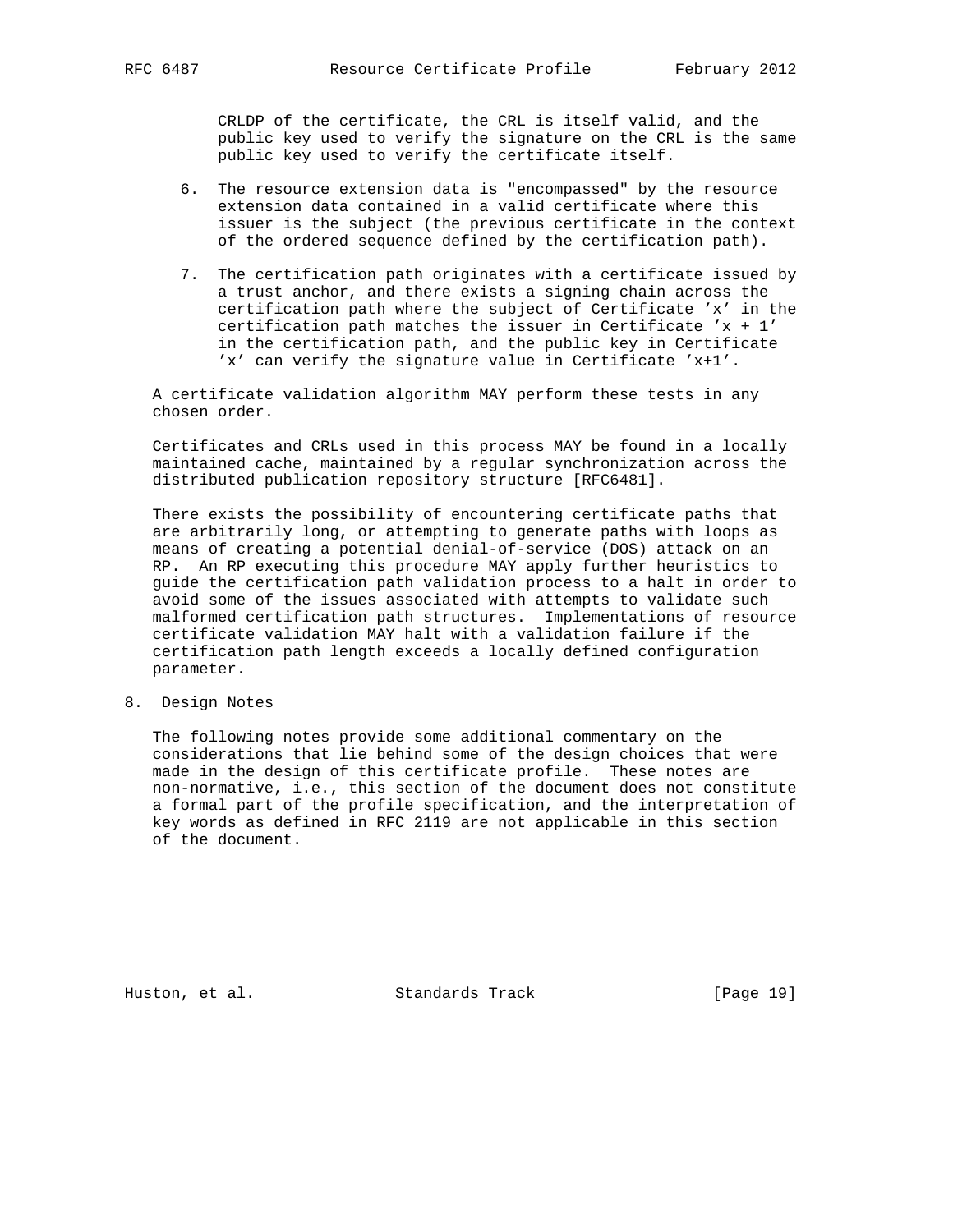CRLDP of the certificate, the CRL is itself valid, and the public key used to verify the signature on the CRL is the same public key used to verify the certificate itself.

6. The resource extension data is "encompassed" by the resource extension data contained in a valid certificate where this issuer is the subject (the previous certificate in the context of the ordered sequence defined by the certification path).

7. The certification path originates with a certificate issued by a trust anchor, and there exists a signing chain across the certification path where the subject of Certificate 'x' in the certification path matches the issuer in Certificate 'x + 1' in the certification path, and the public key in Certificate 'x' can verify the signature value in Certificate 'x+1'.

A certificate validation algorithm MAY perform these tests in any chosen order.

Certificates and CRLs used in this process MAY be found in a locally maintained cache, maintained by a regular synchronization across the distributed publication repository structure [RFC6481].

There exists the possibility of encountering certificate paths that are arbitrarily long, or attempting to generate paths with loops as means of creating a potential denial-of-service (DOS) attack on an RP. An RP executing this procedure MAY apply further heuristics to guide the certification path validation process to a halt in order to avoid some of the issues associated with attempts to validate such malformed certification path structures. Implementations of resource certificate validation MAY halt with a validation failure if the certification path length exceeds a locally defined configuration parameter.

## 8. Design Notes

The following notes provide some additional commentary on the considerations that lie behind some of the design choices that were made in the design of this certificate profile. These notes are non-normative, i.e., this section of the document does not constitute a formal part of the profile specification, and the interpretation of key words as defined in RFC 2119 are not applicable in this section of the document.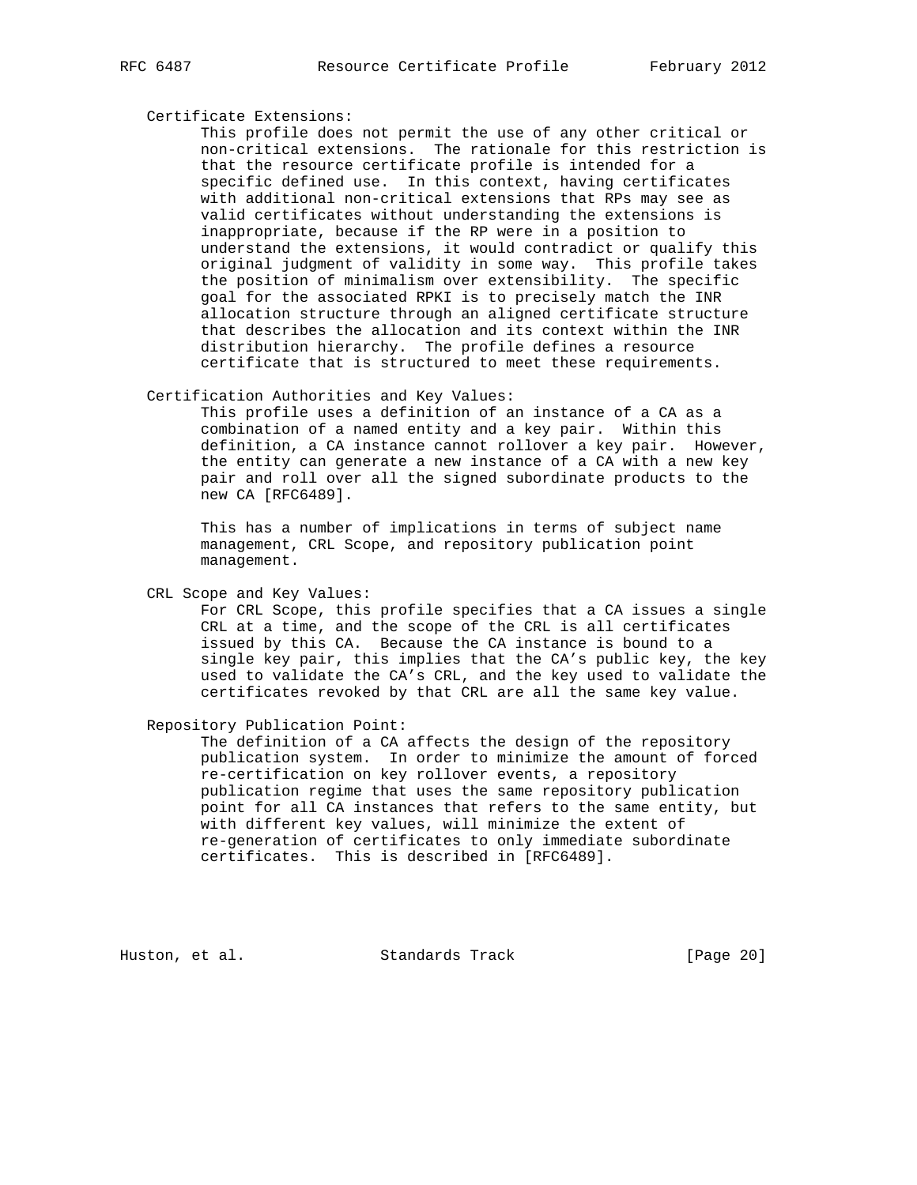Certificate Extensions:

This profile does not permit the use of any other critical or non-critical extensions. The rationale for this restriction is that the resource certificate profile is intended for a specific defined use. In this context, having certificates with additional non-critical extensions that RPs may see as valid certificates without understanding the extensions is inappropriate, because if the RP were in a position to understand the extensions, it would contradict or qualify this original judgment of validity in some way. This profile takes the position of minimalism over extensibility. The specific goal for the associated RPKI is to precisely match the INR allocation structure through an aligned certificate structure that describes the allocation and its context within the INR distribution hierarchy. The profile defines a resource certificate that is structured to meet these requirements.

Certification Authorities and Key Values:

This profile uses a definition of an instance of a CA as a combination of a named entity and a key pair. Within this definition, a CA instance cannot rollover a key pair. However, the entity can generate a new instance of a CA with a new key pair and roll over all the signed subordinate products to the new CA [RFC6489].

This has a number of implications in terms of subject name management, CRL Scope, and repository publication point management.

CRL Scope and Key Values:

For CRL Scope, this profile specifies that a CA issues a single CRL at a time, and the scope of the CRL is all certificates issued by this CA. Because the CA instance is bound to a single key pair, this implies that the CA's public key, the key used to validate the CA's CRL, and the key used to validate the certificates revoked by that CRL are all the same key value.

Repository Publication Point:

The definition of a CA affects the design of the repository publication system. In order to minimize the amount of forced re-certification on key rollover events, a repository publication regime that uses the same repository publication point for all CA instances that refers to the same entity, but with different key values, will minimize the extent of re-generation of certificates to only immediate subordinate certificates. This is described in [RFC6489].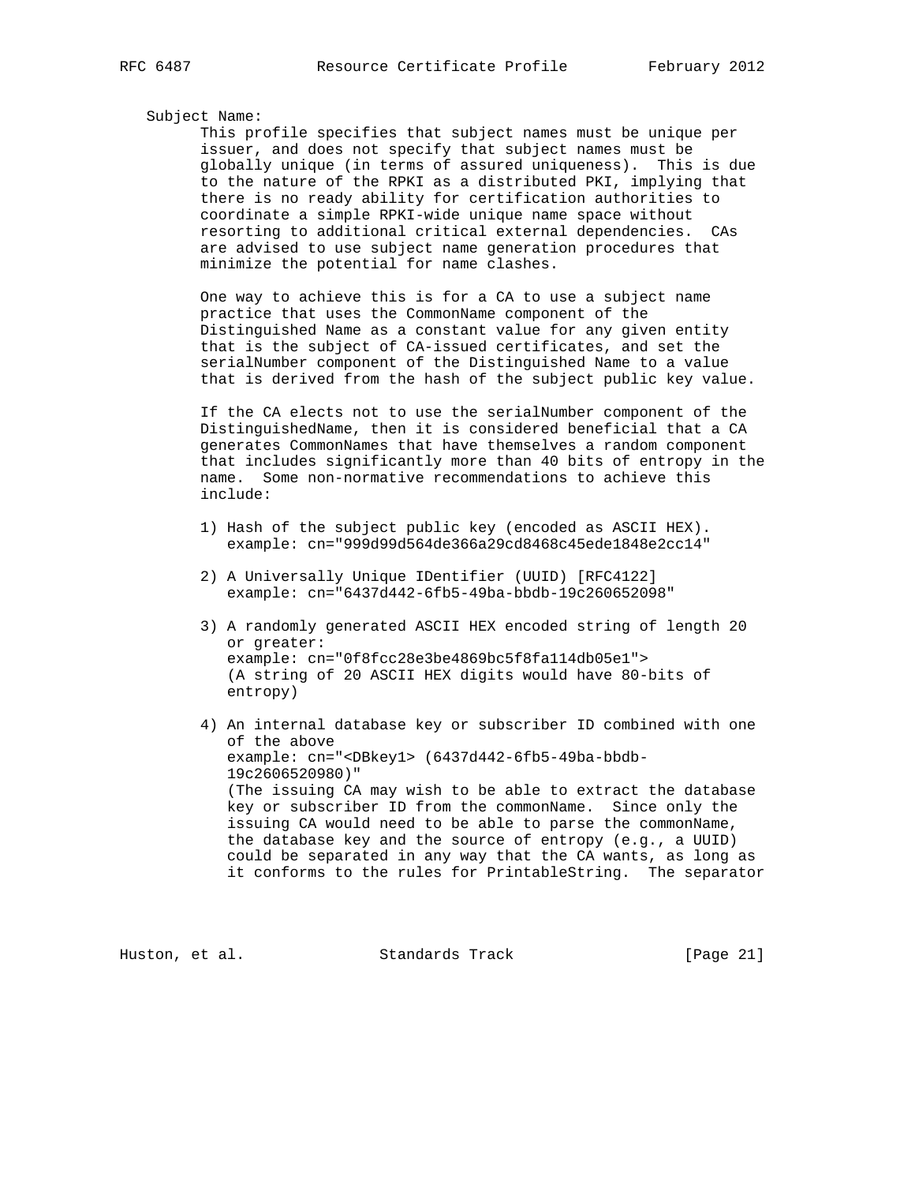Subject Name:

This profile specifies that subject names must be unique per issuer, and does not specify that subject names must be globally unique (in terms of assured uniqueness). This is due to the nature of the RPKI as a distributed PKI, implying that there is no ready ability for certification authorities to coordinate a simple RPKI-wide unique name space without resorting to additional critical external dependencies. CAs are advised to use subject name generation procedures that minimize the potential for name clashes.

One way to achieve this is for a CA to use a subject name practice that uses the CommonName component of the Distinguished Name as a constant value for any given entity that is the subject of CA-issued certificates, and set the serialNumber component of the Distinguished Name to a value that is derived from the hash of the subject public key value.

If the CA elects not to use the serialNumber component of the DistinguishedName, then it is considered beneficial that a CA generates CommonNames that have themselves a random component that includes significantly more than 40 bits of entropy in the name. Some non-normative recommendations to achieve this include:

1) Hash of the subject public key (encoded as ASCII HEX).
   example: cn="999d99d564de366a29cd8468c45ede1848e2cc14"

2) A Universally Unique IDentifier (UUID) [RFC4122]
   example: cn="6437d442-6fb5-49ba-bbdb-19c260652098"

3) A randomly generated ASCII HEX encoded string of length 20 or greater:
   example: cn="0f8fcc28e3be4869bc5f8fa114db05e1">
   (A string of 20 ASCII HEX digits would have 80-bits of entropy)

4) An internal database key or subscriber ID combined with one of the above
   example: cn="<DBkey1> (6437d442-6fb5-49ba-bbdb-19c2606520980)"
   (The issuing CA may wish to be able to extract the database key or subscriber ID from the commonName. Since only the issuing CA would need to be able to parse the commonName, the database key and the source of entropy (e.g., a UUID) could be separated in any way that the CA wants, as long as it conforms to the rules for PrintableString. The separator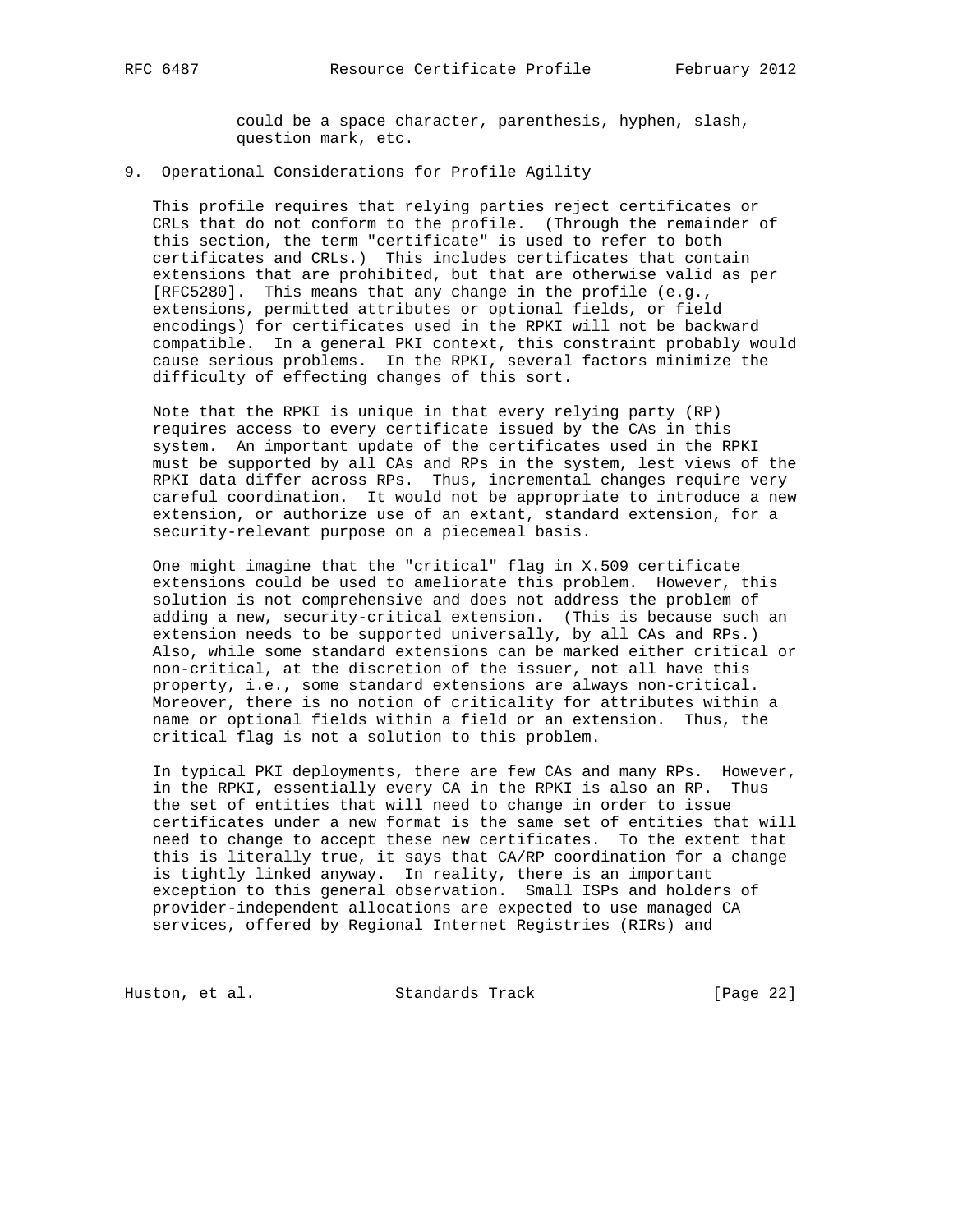could be a space character, parenthesis, hyphen, slash, question mark, etc.

## 9. Operational Considerations for Profile Agility

This profile requires that relying parties reject certificates or CRLs that do not conform to the profile. (Through the remainder of this section, the term "certificate" is used to refer to both certificates and CRLs.) This includes certificates that contain extensions that are prohibited, but that are otherwise valid as per [RFC5280]. This means that any change in the profile (e.g., extensions, permitted attributes or optional fields, or field encodings) for certificates used in the RPKI will not be backward compatible. In a general PKI context, this constraint probably would cause serious problems. In the RPKI, several factors minimize the difficulty of effecting changes of this sort.

Note that the RPKI is unique in that every relying party (RP) requires access to every certificate issued by the CAs in this system. An important update of the certificates used in the RPKI must be supported by all CAs and RPs in the system, lest views of the RPKI data differ across RPs. Thus, incremental changes require very careful coordination. It would not be appropriate to introduce a new extension, or authorize use of an extant, standard extension, for a security-relevant purpose on a piecemeal basis.

One might imagine that the "critical" flag in X.509 certificate extensions could be used to ameliorate this problem. However, this solution is not comprehensive and does not address the problem of adding a new, security-critical extension. (This is because such an extension needs to be supported universally, by all CAs and RPs.) Also, while some standard extensions can be marked either critical or non-critical, at the discretion of the issuer, not all have this property, i.e., some standard extensions are always non-critical. Moreover, there is no notion of criticality for attributes within a name or optional fields within a field or an extension. Thus, the critical flag is not a solution to this problem.

In typical PKI deployments, there are few CAs and many RPs. However, in the RPKI, essentially every CA in the RPKI is also an RP. Thus the set of entities that will need to change in order to issue certificates under a new format is the same set of entities that will need to change to accept these new certificates. To the extent that this is literally true, it says that CA/RP coordination for a change is tightly linked anyway. In reality, there is an important exception to this general observation. Small ISPs and holders of provider-independent allocations are expected to use managed CA services, offered by Regional Internet Registries (RIRs) and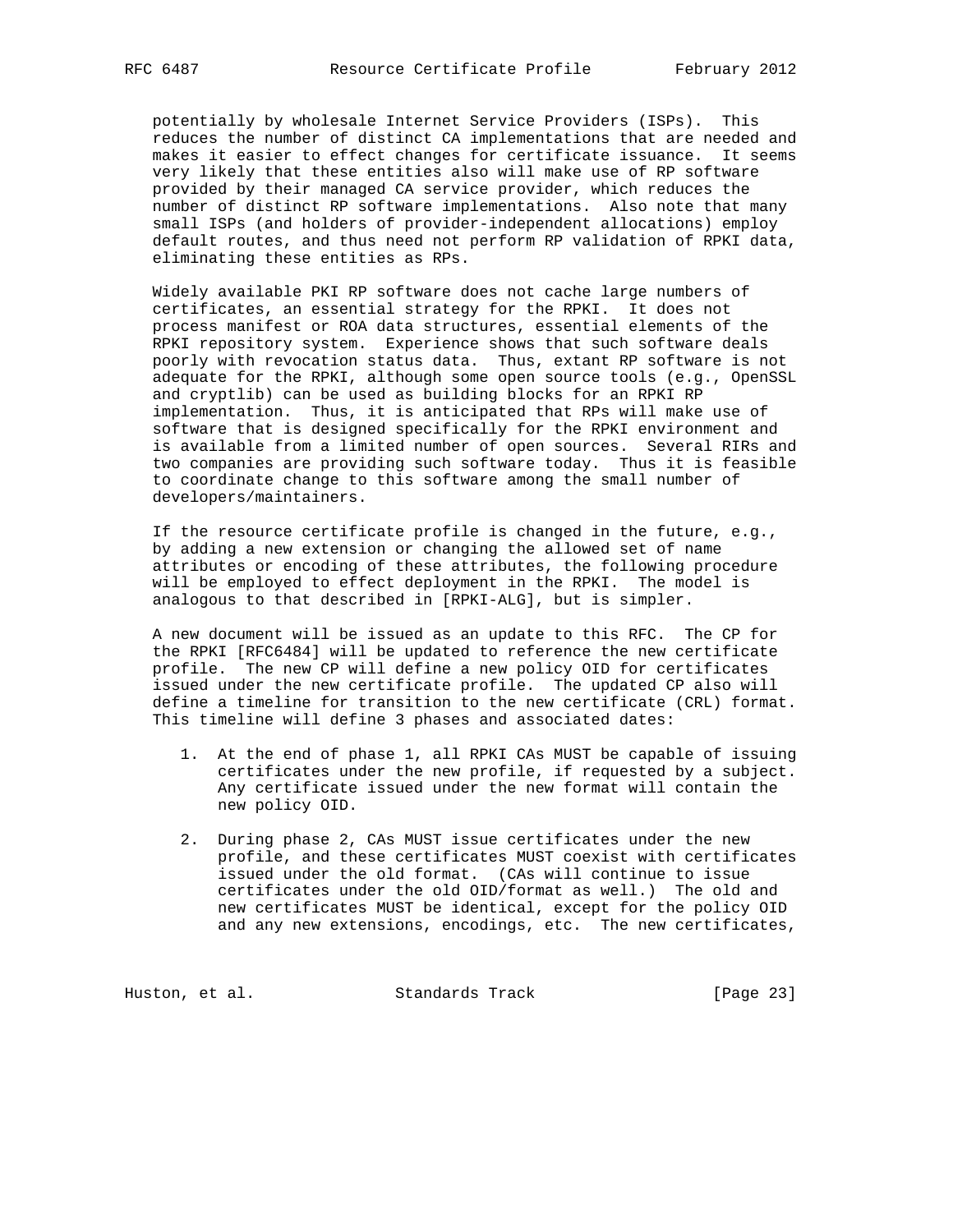potentially by wholesale Internet Service Providers (ISPs). This reduces the number of distinct CA implementations that are needed and makes it easier to effect changes for certificate issuance. It seems very likely that these entities also will make use of RP software provided by their managed CA service provider, which reduces the number of distinct RP software implementations. Also note that many small ISPs (and holders of provider-independent allocations) employ default routes, and thus need not perform RP validation of RPKI data, eliminating these entities as RPs.

Widely available PKI RP software does not cache large numbers of certificates, an essential strategy for the RPKI. It does not process manifest or ROA data structures, essential elements of the RPKI repository system. Experience shows that such software deals poorly with revocation status data. Thus, extant RP software is not adequate for the RPKI, although some open source tools (e.g., OpenSSL and cryptlib) can be used as building blocks for an RPKI RP implementation. Thus, it is anticipated that RPs will make use of software that is designed specifically for the RPKI environment and is available from a limited number of open sources. Several RIRs and two companies are providing such software today. Thus it is feasible to coordinate change to this software among the small number of developers/maintainers.

If the resource certificate profile is changed in the future, e.g., by adding a new extension or changing the allowed set of name attributes or encoding of these attributes, the following procedure will be employed to effect deployment in the RPKI. The model is analogous to that described in [RPKI-ALG], but is simpler.

A new document will be issued as an update to this RFC. The CP for the RPKI [RFC6484] will be updated to reference the new certificate profile. The new CP will define a new policy OID for certificates issued under the new certificate profile. The updated CP also will define a timeline for transition to the new certificate (CRL) format. This timeline will define 3 phases and associated dates:

1. At the end of phase 1, all RPKI CAs MUST be capable of issuing certificates under the new profile, if requested by a subject. Any certificate issued under the new format will contain the new policy OID.

2. During phase 2, CAs MUST issue certificates under the new profile, and these certificates MUST coexist with certificates issued under the old format. (CAs will continue to issue certificates under the old OID/format as well.) The old and new certificates MUST be identical, except for the policy OID and any new extensions, encodings, etc. The new certificates,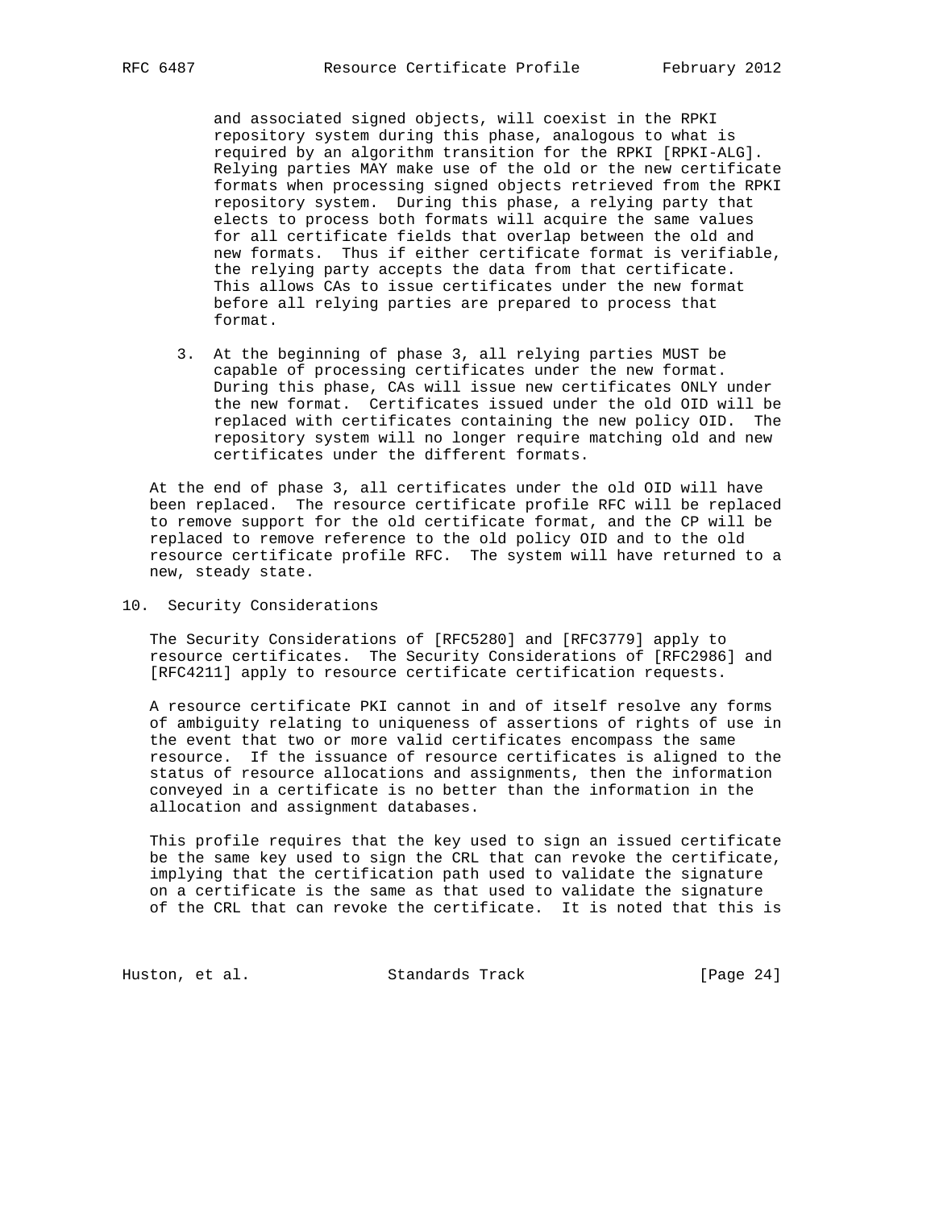and associated signed objects, will coexist in the RPKI repository system during this phase, analogous to what is required by an algorithm transition for the RPKI [RPKI-ALG]. Relying parties MAY make use of the old or the new certificate formats when processing signed objects retrieved from the RPKI repository system. During this phase, a relying party that elects to process both formats will acquire the same values for all certificate fields that overlap between the old and new formats. Thus if either certificate format is verifiable, the relying party accepts the data from that certificate. This allows CAs to issue certificates under the new format before all relying parties are prepared to process that format.

3. At the beginning of phase 3, all relying parties MUST be capable of processing certificates under the new format. During this phase, CAs will issue new certificates ONLY under the new format. Certificates issued under the old OID will be replaced with certificates containing the new policy OID. The repository system will no longer require matching old and new certificates under the different formats.

At the end of phase 3, all certificates under the old OID will have been replaced. The resource certificate profile RFC will be replaced to remove support for the old certificate format, and the CP will be replaced to remove reference to the old policy OID and to the old resource certificate profile RFC. The system will have returned to a new, steady state.

## 10. Security Considerations

The Security Considerations of [RFC5280] and [RFC3779] apply to resource certificates. The Security Considerations of [RFC2986] and [RFC4211] apply to resource certificate certification requests.

A resource certificate PKI cannot in and of itself resolve any forms of ambiguity relating to uniqueness of assertions of rights of use in the event that two or more valid certificates encompass the same resource. If the issuance of resource certificates is aligned to the status of resource allocations and assignments, then the information conveyed in a certificate is no better than the information in the allocation and assignment databases.

This profile requires that the key used to sign an issued certificate be the same key used to sign the CRL that can revoke the certificate, implying that the certification path used to validate the signature on a certificate is the same as that used to validate the signature of the CRL that can revoke the certificate. It is noted that this is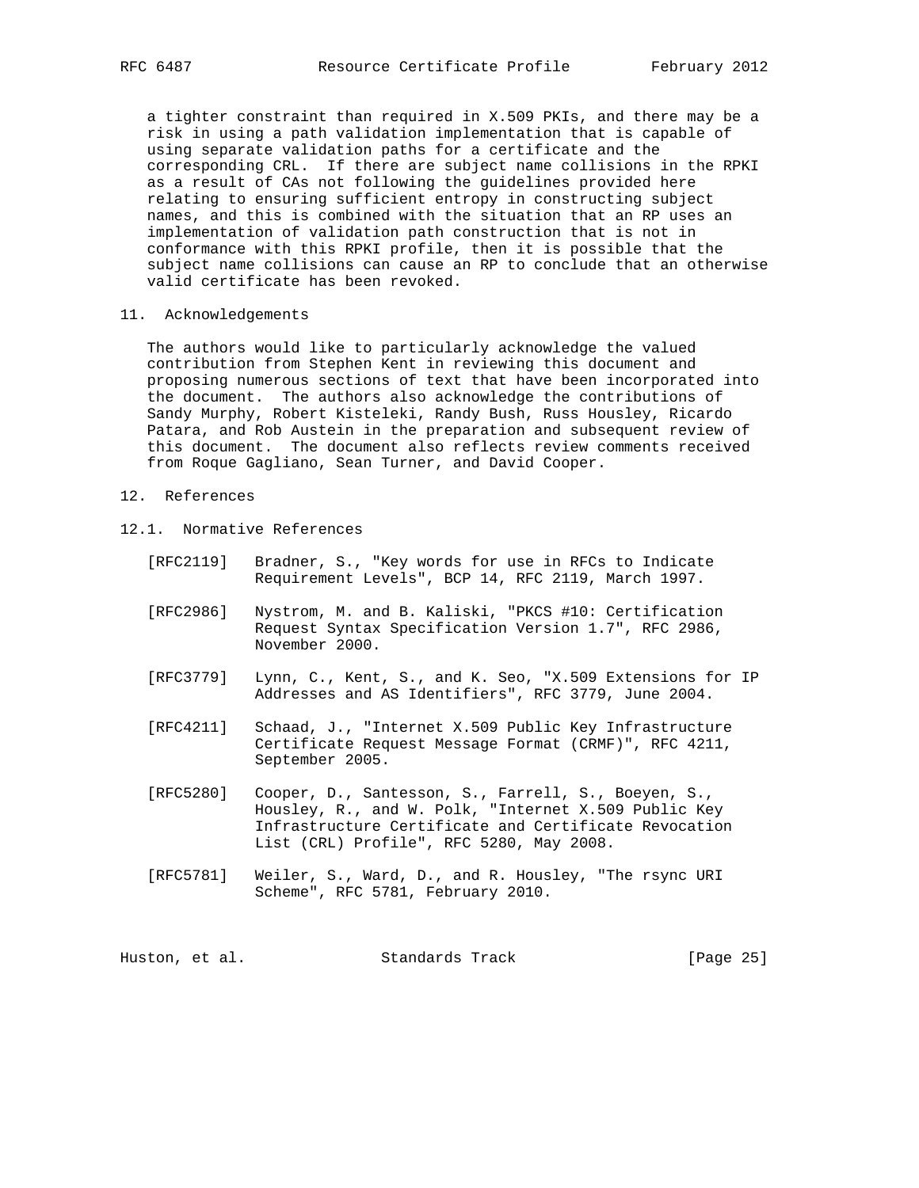a tighter constraint than required in X.509 PKIs, and there may be a risk in using a path validation implementation that is capable of using separate validation paths for a certificate and the corresponding CRL. If there are subject name collisions in the RPKI as a result of CAs not following the guidelines provided here relating to ensuring sufficient entropy in constructing subject names, and this is combined with the situation that an RP uses an implementation of validation path construction that is not in conformance with this RPKI profile, then it is possible that the subject name collisions can cause an RP to conclude that an otherwise valid certificate has been revoked.

## 11. Acknowledgements

The authors would like to particularly acknowledge the valued contribution from Stephen Kent in reviewing this document and proposing numerous sections of text that have been incorporated into the document. The authors also acknowledge the contributions of Sandy Murphy, Robert Kisteleki, Randy Bush, Russ Housley, Ricardo Patara, and Rob Austein in the preparation and subsequent review of this document. The document also reflects review comments received from Roque Gagliano, Sean Turner, and David Cooper.

## 12. References

### 12.1. Normative References

[RFC2119] Bradner, S., "Key words for use in RFCs to Indicate Requirement Levels", BCP 14, RFC 2119, March 1997.

[RFC2986] Nystrom, M. and B. Kaliski, "PKCS #10: Certification Request Syntax Specification Version 1.7", RFC 2986, November 2000.

[RFC3779] Lynn, C., Kent, S., and K. Seo, "X.509 Extensions for IP Addresses and AS Identifiers", RFC 3779, June 2004.

[RFC4211] Schaad, J., "Internet X.509 Public Key Infrastructure Certificate Request Message Format (CRMF)", RFC 4211, September 2005.

[RFC5280] Cooper, D., Santesson, S., Farrell, S., Boeyen, S., Housley, R., and W. Polk, "Internet X.509 Public Key Infrastructure Certificate and Certificate Revocation List (CRL) Profile", RFC 5280, May 2008.

[RFC5781] Weiler, S., Ward, D., and R. Housley, "The rsync URI Scheme", RFC 5781, February 2010.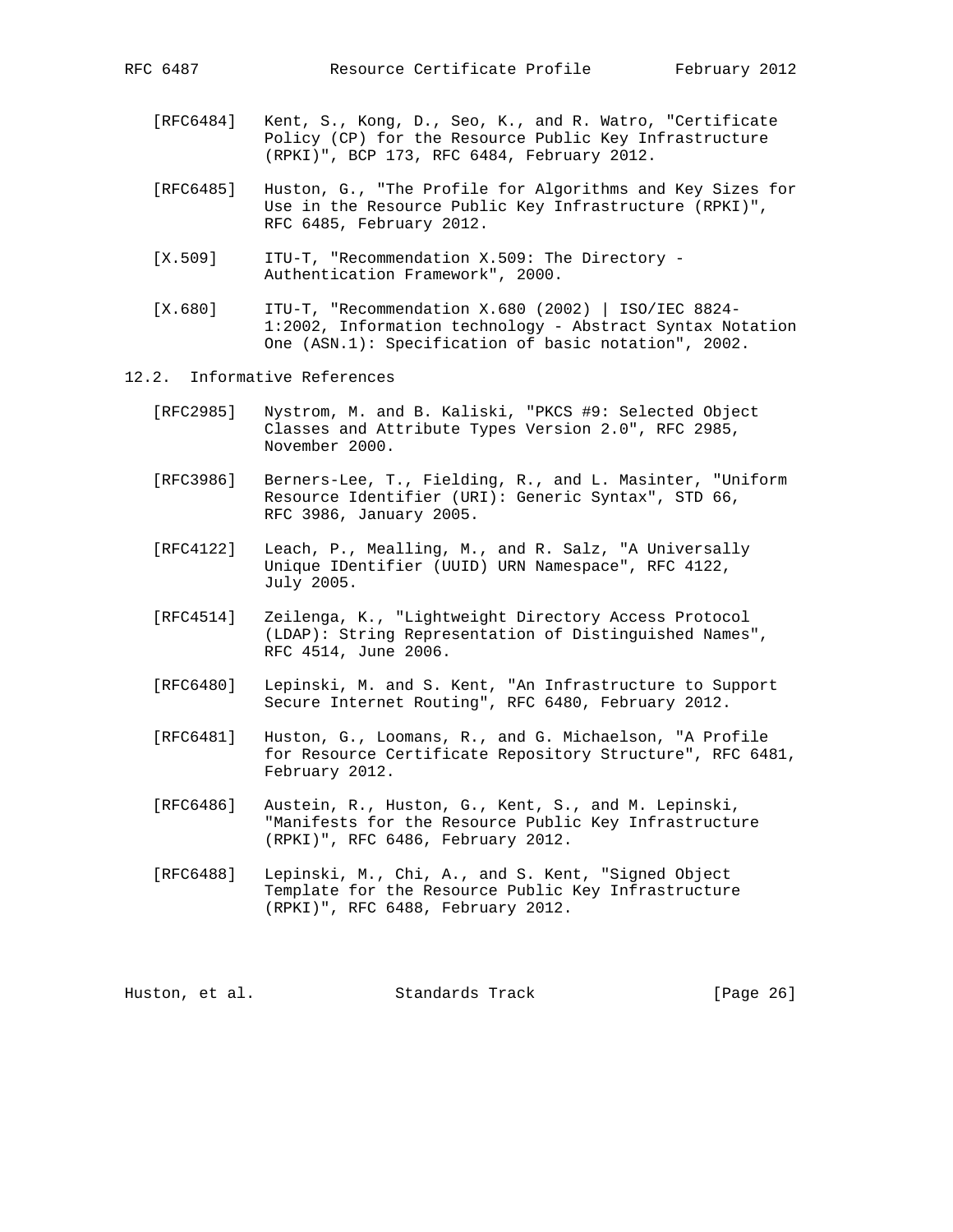[RFC6484] Kent, S., Kong, D., Seo, K., and R. Watro, "Certificate Policy (CP) for the Resource Public Key Infrastructure (RPKI)", BCP 173, RFC 6484, February 2012.

[RFC6485] Huston, G., "The Profile for Algorithms and Key Sizes for Use in the Resource Public Key Infrastructure (RPKI)", RFC 6485, February 2012.

[X.509] ITU-T, "Recommendation X.509: The Directory - Authentication Framework", 2000.

[X.680] ITU-T, "Recommendation X.680 (2002) | ISO/IEC 8824-1:2002, Information technology - Abstract Syntax Notation One (ASN.1): Specification of basic notation", 2002.

### 12.2. Informative References

[RFC2985] Nystrom, M. and B. Kaliski, "PKCS #9: Selected Object Classes and Attribute Types Version 2.0", RFC 2985, November 2000.

[RFC3986] Berners-Lee, T., Fielding, R., and L. Masinter, "Uniform Resource Identifier (URI): Generic Syntax", STD 66, RFC 3986, January 2005.

[RFC4122] Leach, P., Mealling, M., and R. Salz, "A Universally Unique IDentifier (UUID) URN Namespace", RFC 4122, July 2005.

[RFC4514] Zeilenga, K., "Lightweight Directory Access Protocol (LDAP): String Representation of Distinguished Names", RFC 4514, June 2006.

[RFC6480] Lepinski, M. and S. Kent, "An Infrastructure to Support Secure Internet Routing", RFC 6480, February 2012.

[RFC6481] Huston, G., Loomans, R., and G. Michaelson, "A Profile for Resource Certificate Repository Structure", RFC 6481, February 2012.

[RFC6486] Austein, R., Huston, G., Kent, S., and M. Lepinski, "Manifests for the Resource Public Key Infrastructure (RPKI)", RFC 6486, February 2012.

[RFC6488] Lepinski, M., Chi, A., and S. Kent, "Signed Object Template for the Resource Public Key Infrastructure (RPKI)", RFC 6488, February 2012.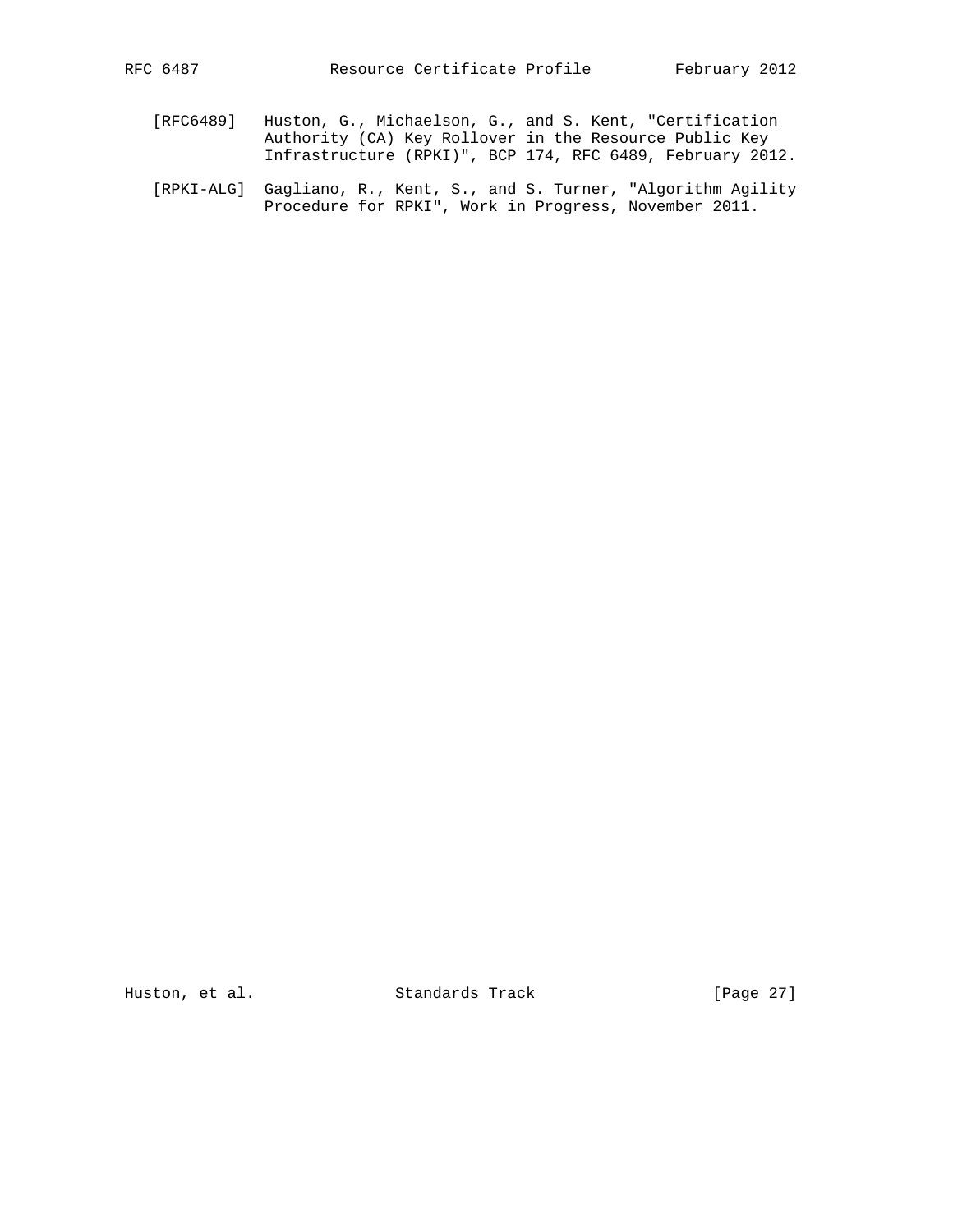[RFC6489] Huston, G., Michaelson, G., and S. Kent, "Certification Authority (CA) Key Rollover in the Resource Public Key Infrastructure (RPKI)", BCP 174, RFC 6489, February 2012.

[RPKI-ALG] Gagliano, R., Kent, S., and S. Turner, "Algorithm Agility Procedure for RPKI", Work in Progress, November 2011.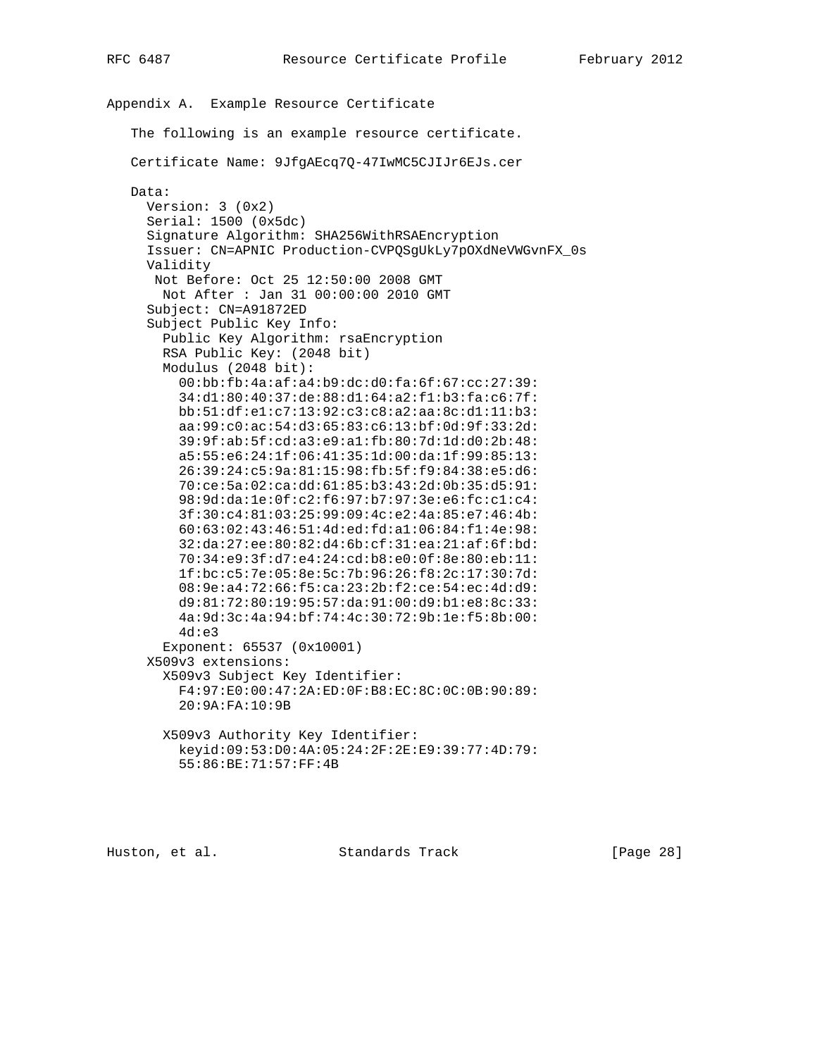# Appendix A. Example Resource Certificate

The following is an example resource certificate.

Certificate Name: 9JfgAEcq7Q-47IwMC5CJIJr6EJs.cer

```
Data:
  Version: 3 (0x2)
  Serial: 1500 (0x5dc)
  Signature Algorithm: SHA256WithRSAEncryption
  Issuer: CN=APNIC Production-CVPQSgUkLy7pOXdNeVWGvnFX_0s
  Validity
   Not Before: Oct 25 12:50:00 2008 GMT
    Not After : Jan 31 00:00:00 2010 GMT
  Subject: CN=A91872ED
  Subject Public Key Info:
    Public Key Algorithm: rsaEncryption
    RSA Public Key: (2048 bit)
    Modulus (2048 bit):
      00:bb:fb:4a:af:a4:b9:dc:d0:fa:6f:67:cc:27:39:
      34:d1:80:40:37:de:88:d1:64:a2:f1:b3:fa:c6:7f:
      bb:51:df:e1:c7:13:92:c3:c8:a2:aa:8c:d1:11:b3:
      aa:99:c0:ac:54:d3:65:83:c6:13:bf:0d:9f:33:2d:
      39:9f:ab:5f:cd:a3:e9:a1:fb:80:7d:1d:d0:2b:48:
      a5:55:e6:24:1f:06:41:35:1d:00:da:1f:99:85:13:
      26:39:24:c5:9a:81:15:98:fb:5f:f9:84:38:e5:d6:
      70:ce:5a:02:ca:dd:61:85:b3:43:2d:0b:35:d5:91:
      98:9d:da:1e:0f:c2:f6:97:b7:97:3e:e6:fc:c1:c4:
      3f:30:c4:81:03:25:99:09:4c:e2:4a:85:e7:46:4b:
      60:63:02:43:46:51:4d:ed:fd:a1:06:84:f1:4e:98:
      32:da:27:ee:80:82:d4:6b:cf:31:ea:21:af:6f:bd:
      70:34:e9:3f:d7:e4:24:cd:b8:e0:0f:8e:80:eb:11:
      1f:bc:c5:7e:05:8e:5c:7b:96:26:f8:2c:17:30:7d:
      08:9e:a4:72:66:f5:ca:23:2b:f2:ce:54:ec:4d:d9:
      d9:81:72:80:19:95:57:da:91:00:d9:b1:e8:8c:33:
      4a:9d:3c:4a:94:bf:74:4c:30:72:9b:1e:f5:8b:00:
      4d:e3
    Exponent: 65537 (0x10001)
  X509v3 extensions:
    X509v3 Subject Key Identifier:
      F4:97:E0:00:47:2A:ED:0F:B8:EC:8C:0C:0B:90:89:
      20:9A:FA:10:9B

    X509v3 Authority Key Identifier:
      keyid:09:53:D0:4A:05:24:2F:2E:E9:39:77:4D:79:
      55:86:BE:71:57:FF:4B
```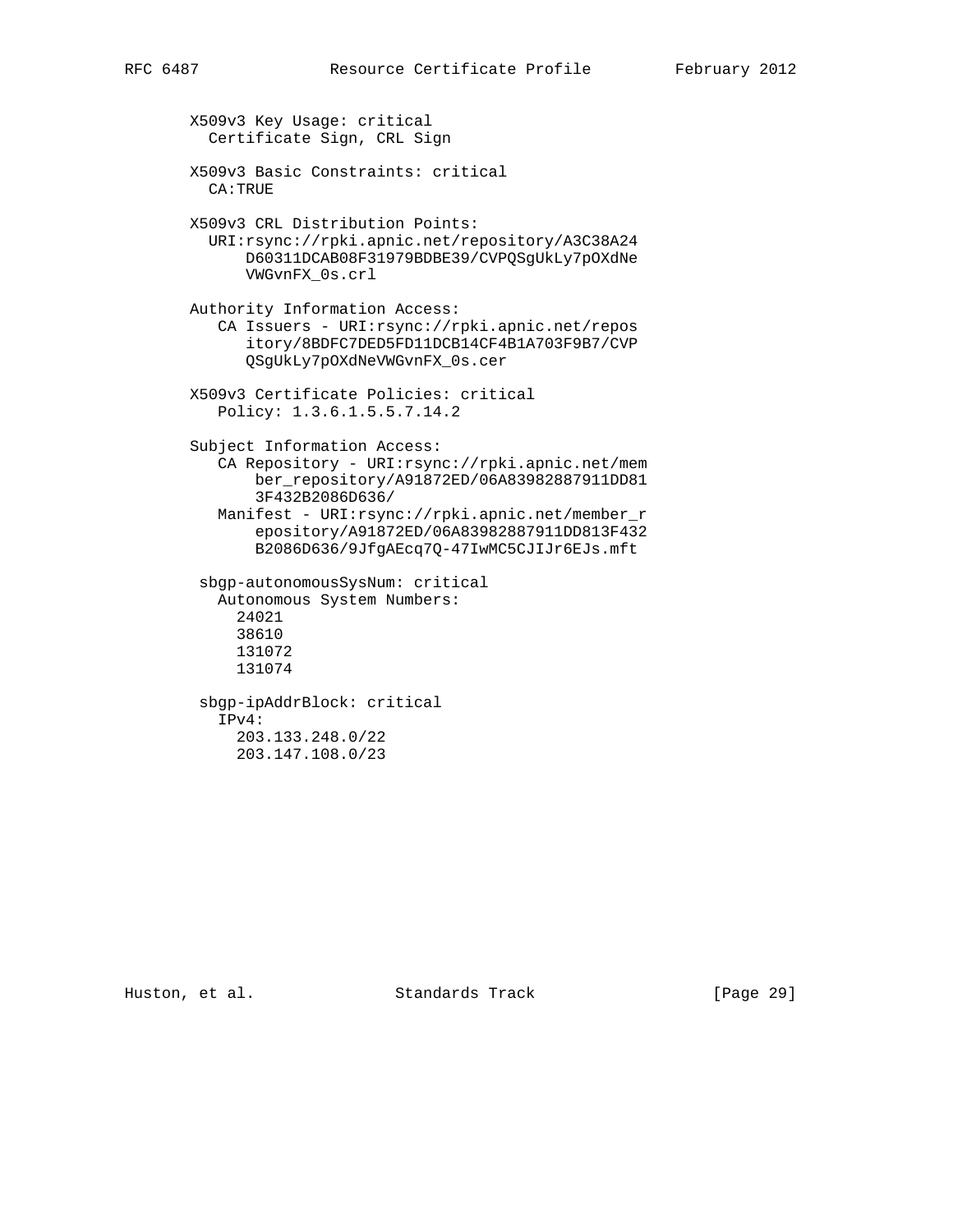```
   X509v3 Key Usage: critical
     Certificate Sign, CRL Sign

   X509v3 Basic Constraints: critical
     CA:TRUE

   X509v3 CRL Distribution Points:
     URI:rsync://rpki.apnic.net/repository/A3C38A24
         D60311DCAB08F31979BDBE39/CVPQSgUkLy7pOXdNe
         VWGvnFX_0s.crl

   Authority Information Access:
      CA Issuers - URI:rsync://rpki.apnic.net/repos
         itory/8BDFC7DED5FD11DCB14CF4B1A703F9B7/CVP
         QSgUkLy7pOXdNeVWGvnFX_0s.cer

   X509v3 Certificate Policies: critical
      Policy: 1.3.6.1.5.5.7.14.2

   Subject Information Access:
      CA Repository - URI:rsync://rpki.apnic.net/mem
          ber_repository/A91872ED/06A83982887911DD81
          3F432B2086D636/
      Manifest - URI:rsync://rpki.apnic.net/member_r
          epository/A91872ED/06A83982887911DD813F432
          B2086D636/9JfgAEcq7Q-47IwMC5CJIJr6EJs.mft

    sbgp-autonomousSysNum: critical
      Autonomous System Numbers:
        24021
        38610
        131072
        131074

    sbgp-ipAddrBlock: critical
      IPv4:
        203.133.248.0/22
        203.147.108.0/23
```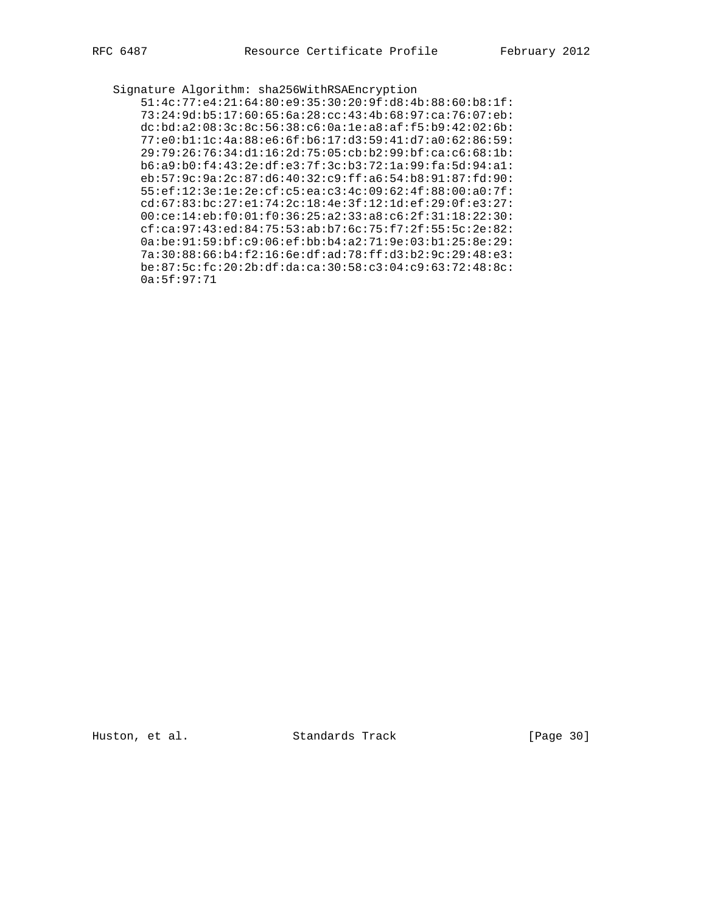```
   Signature Algorithm: sha256WithRSAEncryption
       51:4c:77:e4:21:64:80:e9:35:30:20:9f:d8:4b:88:60:b8:1f:
       73:24:9d:b5:17:60:65:6a:28:cc:43:4b:68:97:ca:76:07:eb:
       dc:bd:a2:08:3c:8c:56:38:c6:0a:1e:a8:af:f5:b9:42:02:6b:
       77:e0:b1:1c:4a:88:e6:6f:b6:17:d3:59:41:d7:a0:62:86:59:
       29:79:26:76:34:d1:16:2d:75:05:cb:b2:99:bf:ca:c6:68:1b:
       b6:a9:b0:f4:43:2e:df:e3:7f:3c:b3:72:1a:99:fa:5d:94:a1:
       eb:57:9c:9a:2c:87:d6:40:32:c9:ff:a6:54:b8:91:87:fd:90:
       55:ef:12:3e:1e:2e:cf:c5:ea:c3:4c:09:62:4f:88:00:a0:7f:
       cd:67:83:bc:27:e1:74:2c:18:4e:3f:12:1d:ef:29:0f:e3:27:
       00:ce:14:eb:f0:01:f0:36:25:a2:33:a8:c6:2f:31:18:22:30:
       cf:ca:97:43:ed:84:75:53:ab:b7:6c:75:f7:2f:55:5c:2e:82:
       0a:be:91:59:bf:c9:06:ef:bb:b4:a2:71:9e:03:b1:25:8e:29:
       7a:30:88:66:b4:f2:16:6e:df:ad:78:ff:d3:b2:9c:29:48:e3:
       be:87:5c:fc:20:2b:df:da:ca:30:58:c3:04:c9:63:72:48:8c:
       0a:5f:97:71
```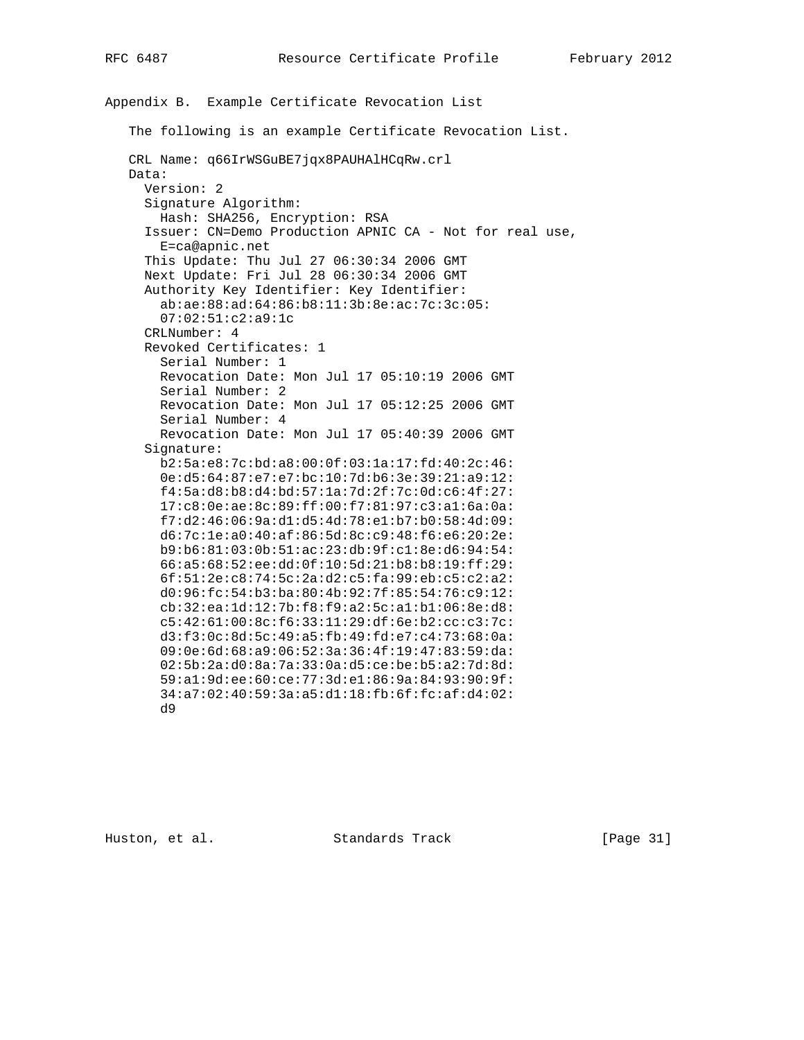## Appendix B.  Example Certificate Revocation List

The following is an example Certificate Revocation List.

```
CRL Name: q66IrWSGuBE7jqx8PAUHAlHCqRw.crl
Data:
  Version: 2
  Signature Algorithm:
    Hash: SHA256, Encryption: RSA
  Issuer: CN=Demo Production APNIC CA - Not for real use,
    E=ca@apnic.net
  This Update: Thu Jul 27 06:30:34 2006 GMT
  Next Update: Fri Jul 28 06:30:34 2006 GMT
  Authority Key Identifier: Key Identifier:
    ab:ae:88:ad:64:86:b8:11:3b:8e:ac:7c:3c:05:
    07:02:51:c2:a9:1c
  CRLNumber: 4
  Revoked Certificates: 1
    Serial Number: 1
    Revocation Date: Mon Jul 17 05:10:19 2006 GMT
    Serial Number: 2
    Revocation Date: Mon Jul 17 05:12:25 2006 GMT
    Serial Number: 4
    Revocation Date: Mon Jul 17 05:40:39 2006 GMT
  Signature:
    b2:5a:e8:7c:bd:a8:00:0f:03:1a:17:fd:40:2c:46:
    0e:d5:64:87:e7:e7:bc:10:7d:b6:3e:39:21:a9:12:
    f4:5a:d8:b8:d4:bd:57:1a:7d:2f:7c:0d:c6:4f:27:
    17:c8:0e:ae:8c:89:ff:00:f7:81:97:c3:a1:6a:0a:
    f7:d2:46:06:9a:d1:d5:4d:78:e1:b7:b0:58:4d:09:
    d6:7c:1e:a0:40:af:86:5d:8c:c9:48:f6:e6:20:2e:
    b9:b6:81:03:0b:51:ac:23:db:9f:c1:8e:d6:94:54:
    66:a5:68:52:ee:dd:0f:10:5d:21:b8:b8:19:ff:29:
    6f:51:2e:c8:74:5c:2a:d2:c5:fa:99:eb:c5:c2:a2:
    d0:96:fc:54:b3:ba:80:4b:92:7f:85:54:76:c9:12:
    cb:32:ea:1d:12:7b:f8:f9:a2:5c:a1:b1:06:8e:d8:
    c5:42:61:00:8c:f6:33:11:29:df:6e:b2:cc:c3:7c:
    d3:f3:0c:8d:5c:49:a5:fb:49:fd:e7:c4:73:68:0a:
    09:0e:6d:68:a9:06:52:3a:36:4f:19:47:83:59:da:
    02:5b:2a:d0:8a:7a:33:0a:d5:ce:be:b5:a2:7d:8d:
    59:a1:9d:ee:60:ce:77:3d:e1:86:9a:84:93:90:9f:
    34:a7:02:40:59:3a:a5:d1:18:fb:6f:fc:af:d4:02:
    d9
```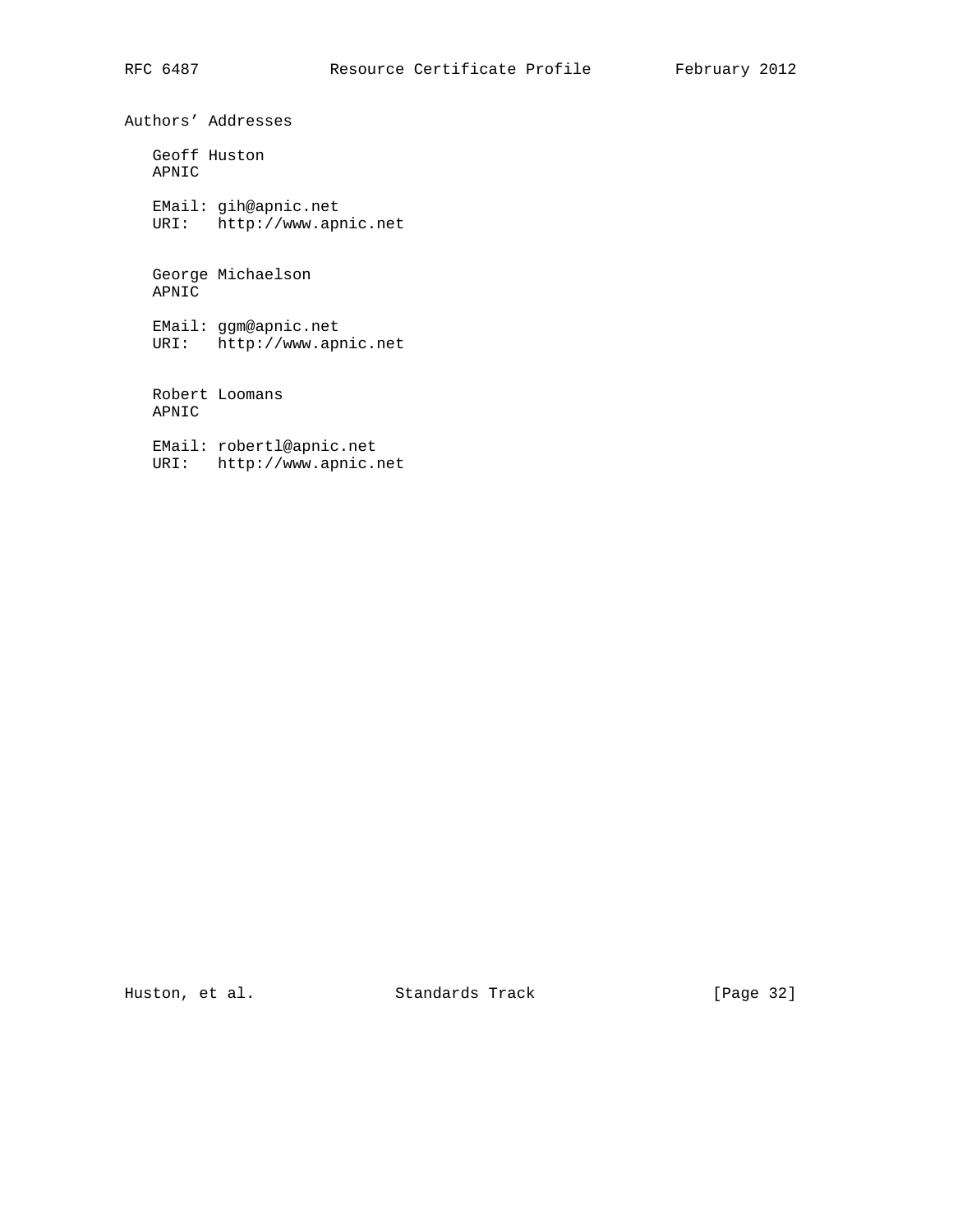## Authors' Addresses

Geoff Huston
APNIC

EMail: gih@apnic.net
URI: http://www.apnic.net

George Michaelson
APNIC

EMail: ggm@apnic.net
URI: http://www.apnic.net

Robert Loomans
APNIC

EMail: robertl@apnic.net
URI: http://www.apnic.net